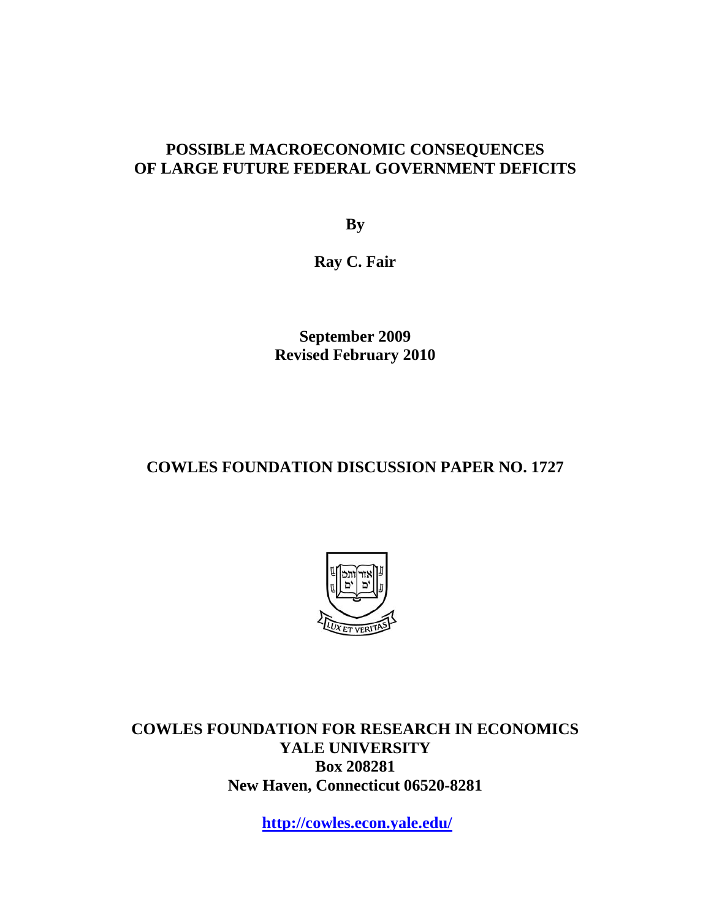# POSSIBLE MACROECONOMIC CONSEQUENCES OF LARGE FUTURE FEDERAL GOVERNMENT DEFICITS

**By**

**Ray C. Fair**

**September 2009**
**Revised February 2010**

## COWLES FOUNDATION DISCUSSION PAPER NO. 1727

**COWLES FOUNDATION FOR RESEARCH IN ECONOMICS**
**YALE UNIVERSITY**
**Box 208281**
**New Haven, Connecticut 06520-8281**

**http://cowles.econ.yale.edu/**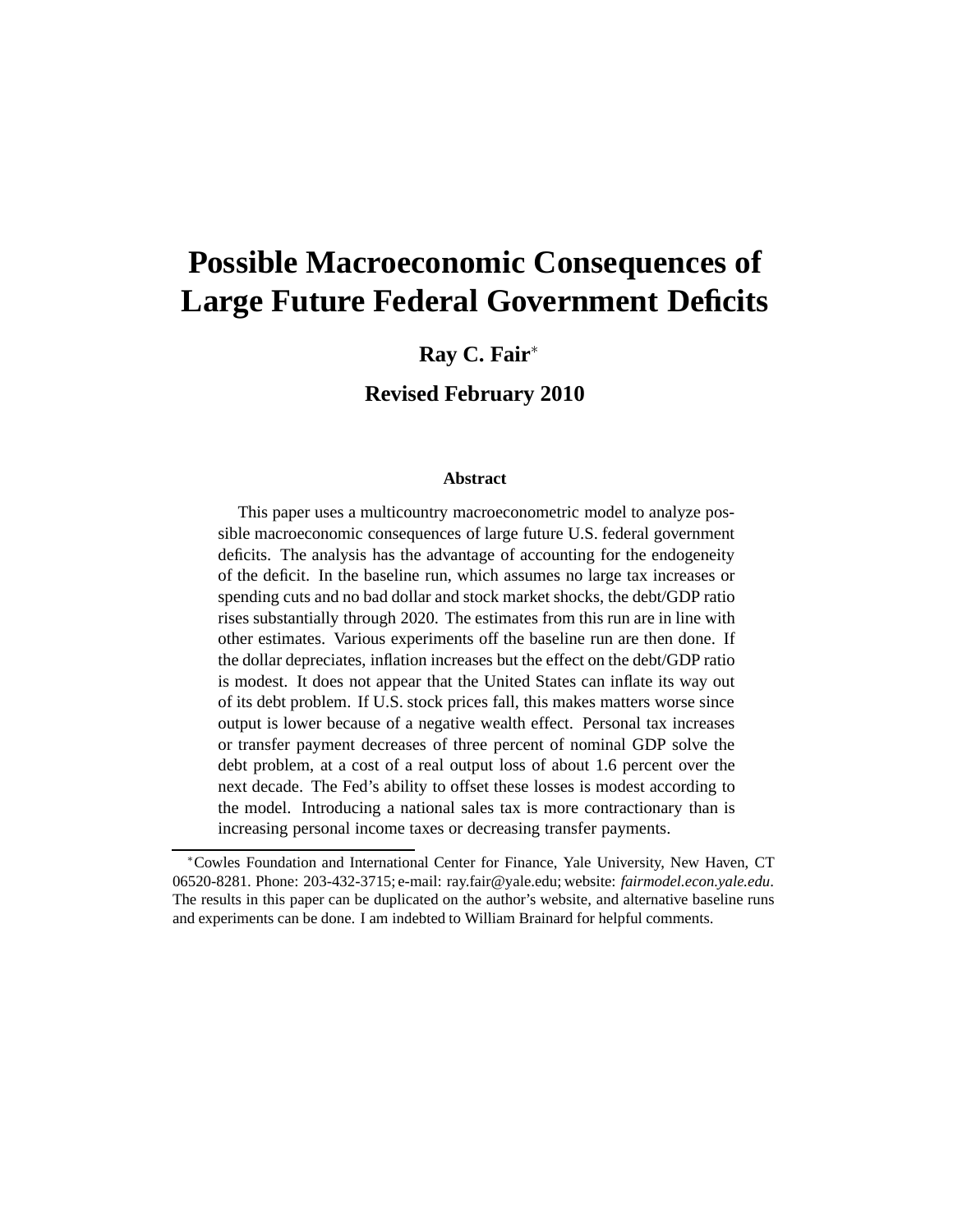# Possible Macroeconomic Consequences of Large Future Federal Government Deficits

**Ray C. Fair**[*]

**Revised February 2010**

### Abstract

This paper uses a multicountry macroeconometric model to analyze possible macroeconomic consequences of large future U.S. federal government deficits. The analysis has the advantage of accounting for the endogeneity of the deficit. In the baseline run, which assumes no large tax increases or spending cuts and no bad dollar and stock market shocks, the debt/GDP ratio rises substantially through 2020. The estimates from this run are in line with other estimates. Various experiments off the baseline run are then done. If the dollar depreciates, inflation increases but the effect on the debt/GDP ratio is modest. It does not appear that the United States can inflate its way out of its debt problem. If U.S. stock prices fall, this makes matters worse since output is lower because of a negative wealth effect. Personal tax increases or transfer payment decreases of three percent of nominal GDP solve the debt problem, at a cost of a real output loss of about 1.6 percent over the next decade. The Fed's ability to offset these losses is modest according to the model. Introducing a national sales tax is more contractionary than is increasing personal income taxes or decreasing transfer payments.

---

[*] Cowles Foundation and International Center for Finance, Yale University, New Haven, CT 06520-8281. Phone: 203-432-3715; e-mail: ray.fair@yale.edu; website: *fairmodel.econ.yale.edu*. The results in this paper can be duplicated on the author's website, and alternative baseline runs and experiments can be done. I am indebted to William Brainard for helpful comments.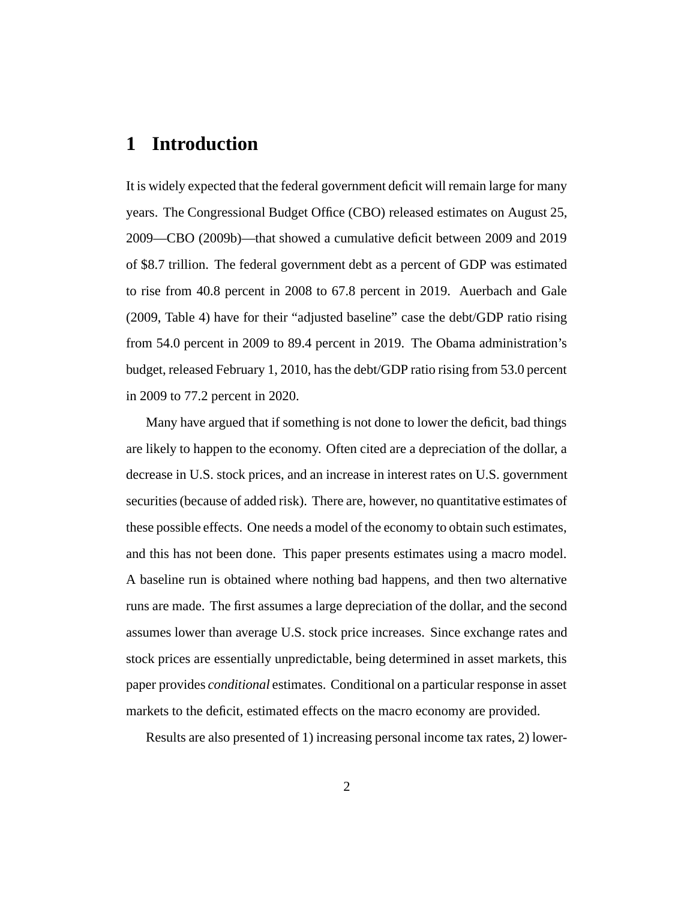# 1 Introduction

It is widely expected that the federal government deficit will remain large for many years. The Congressional Budget Office (CBO) released estimates on August 25, 2009—CBO (2009b)—that showed a cumulative deficit between 2009 and 2019 of \$8.7 trillion. The federal government debt as a percent of GDP was estimated to rise from 40.8 percent in 2008 to 67.8 percent in 2019. Auerbach and Gale (2009, Table 4) have for their "adjusted baseline" case the debt/GDP ratio rising from 54.0 percent in 2009 to 89.4 percent in 2019. The Obama administration's budget, released February 1, 2010, has the debt/GDP ratio rising from 53.0 percent in 2009 to 77.2 percent in 2020.

Many have argued that if something is not done to lower the deficit, bad things are likely to happen to the economy. Often cited are a depreciation of the dollar, a decrease in U.S. stock prices, and an increase in interest rates on U.S. government securities (because of added risk). There are, however, no quantitative estimates of these possible effects. One needs a model of the economy to obtain such estimates, and this has not been done. This paper presents estimates using a macro model. A baseline run is obtained where nothing bad happens, and then two alternative runs are made. The first assumes a large depreciation of the dollar, and the second assumes lower than average U.S. stock price increases. Since exchange rates and stock prices are essentially unpredictable, being determined in asset markets, this paper provides *conditional* estimates. Conditional on a particular response in asset markets to the deficit, estimated effects on the macro economy are provided.

Results are also presented of 1) increasing personal income tax rates, 2) lower-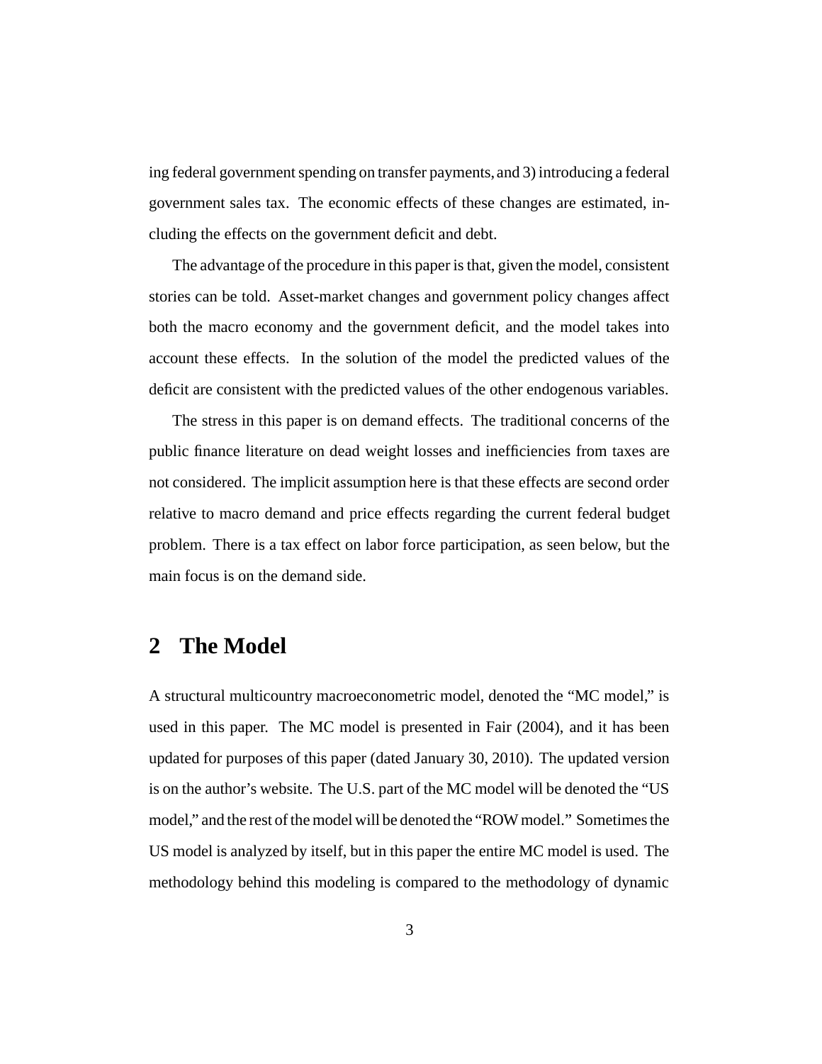ing federal government spending on transfer payments, and 3) introducing a federal government sales tax. The economic effects of these changes are estimated, including the effects on the government deficit and debt.

The advantage of the procedure in this paper is that, given the model, consistent stories can be told. Asset-market changes and government policy changes affect both the macro economy and the government deficit, and the model takes into account these effects. In the solution of the model the predicted values of the deficit are consistent with the predicted values of the other endogenous variables.

The stress in this paper is on demand effects. The traditional concerns of the public finance literature on dead weight losses and inefficiencies from taxes are not considered. The implicit assumption here is that these effects are second order relative to macro demand and price effects regarding the current federal budget problem. There is a tax effect on labor force participation, as seen below, but the main focus is on the demand side.

## 2 The Model

A structural multicountry macroeconometric model, denoted the "MC model," is used in this paper. The MC model is presented in Fair (2004), and it has been updated for purposes of this paper (dated January 30, 2010). The updated version is on the author's website. The U.S. part of the MC model will be denoted the "US model," and the rest of the model will be denoted the "ROW model." Sometimes the US model is analyzed by itself, but in this paper the entire MC model is used. The methodology behind this modeling is compared to the methodology of dynamic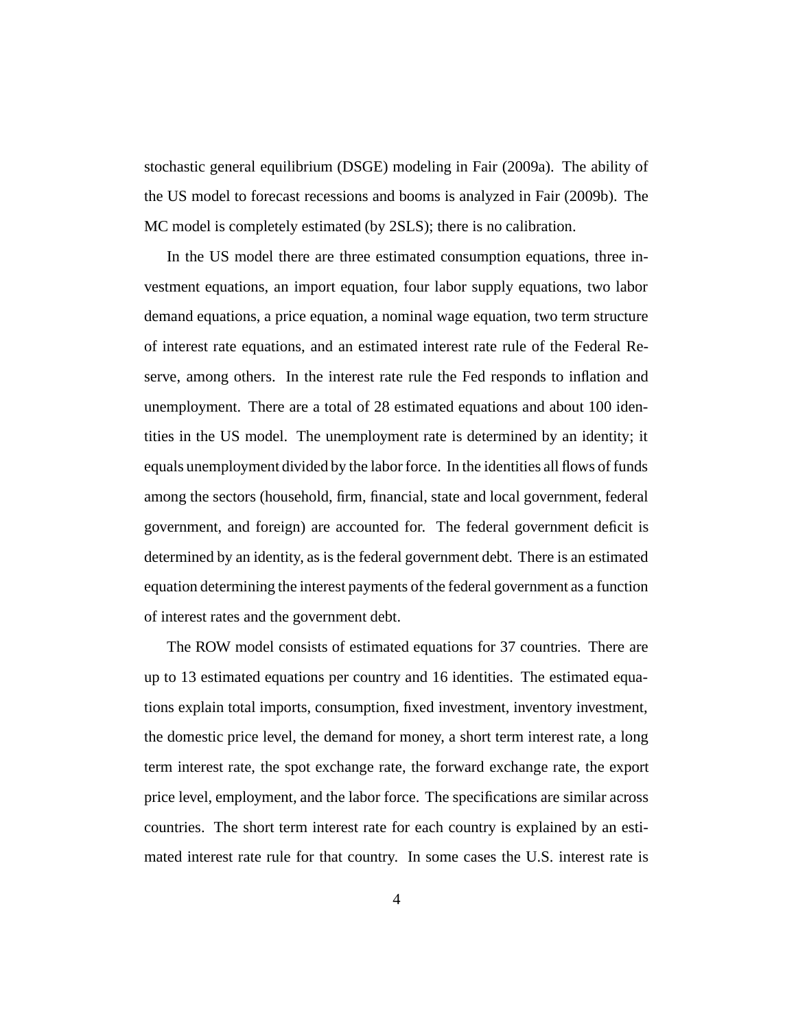stochastic general equilibrium (DSGE) modeling in Fair (2009a). The ability of the US model to forecast recessions and booms is analyzed in Fair (2009b). The MC model is completely estimated (by 2SLS); there is no calibration.

In the US model there are three estimated consumption equations, three investment equations, an import equation, four labor supply equations, two labor demand equations, a price equation, a nominal wage equation, two term structure of interest rate equations, and an estimated interest rate rule of the Federal Reserve, among others. In the interest rate rule the Fed responds to inflation and unemployment. There are a total of 28 estimated equations and about 100 identities in the US model. The unemployment rate is determined by an identity; it equals unemployment divided by the labor force. In the identities all flows of funds among the sectors (household, firm, financial, state and local government, federal government, and foreign) are accounted for. The federal government deficit is determined by an identity, as is the federal government debt. There is an estimated equation determining the interest payments of the federal government as a function of interest rates and the government debt.

The ROW model consists of estimated equations for 37 countries. There are up to 13 estimated equations per country and 16 identities. The estimated equations explain total imports, consumption, fixed investment, inventory investment, the domestic price level, the demand for money, a short term interest rate, a long term interest rate, the spot exchange rate, the forward exchange rate, the export price level, employment, and the labor force. The specifications are similar across countries. The short term interest rate for each country is explained by an estimated interest rate rule for that country. In some cases the U.S. interest rate is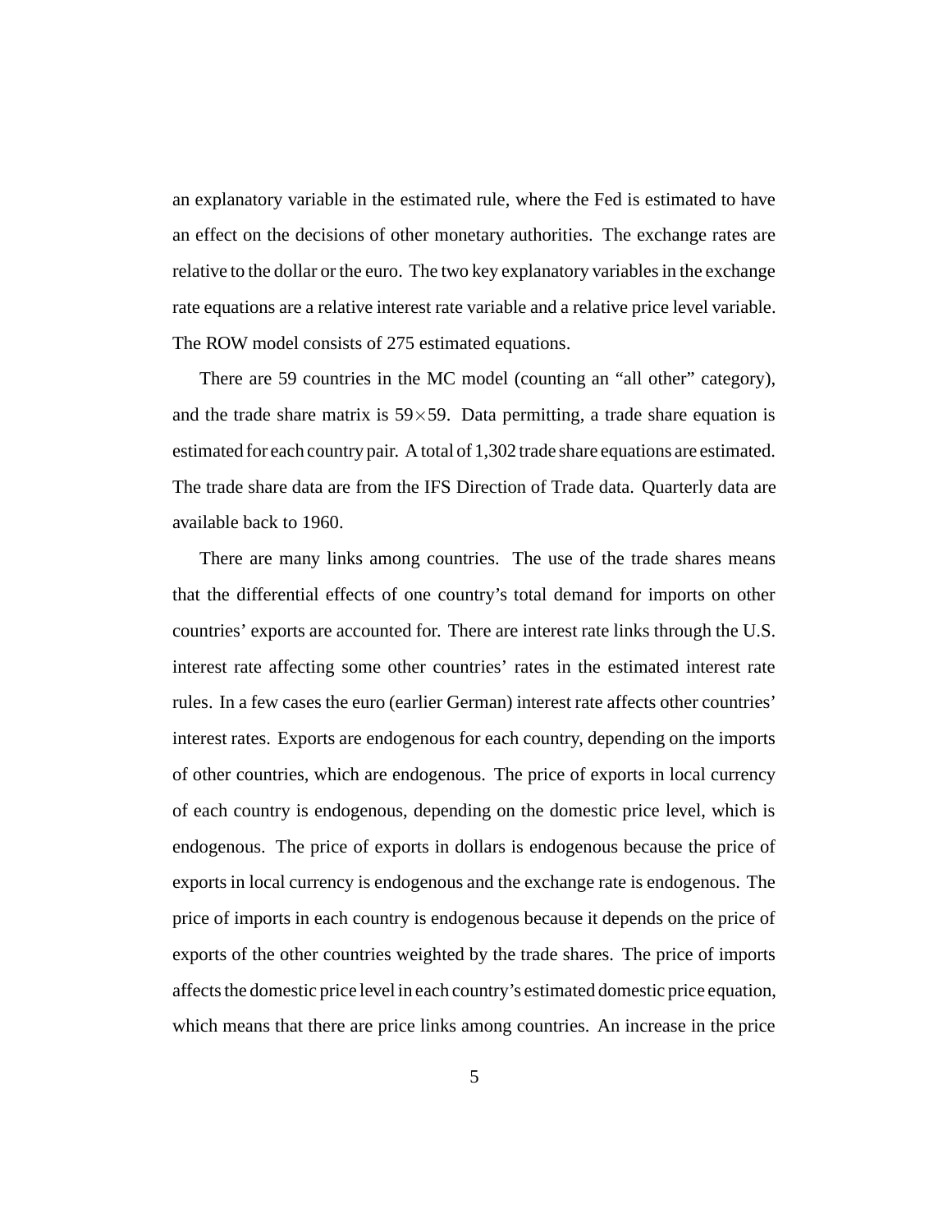an explanatory variable in the estimated rule, where the Fed is estimated to have an effect on the decisions of other monetary authorities. The exchange rates are relative to the dollar or the euro. The two key explanatory variables in the exchange rate equations are a relative interest rate variable and a relative price level variable. The ROW model consists of 275 estimated equations.

There are 59 countries in the MC model (counting an "all other" category), and the trade share matrix is $59 \times 59$. Data permitting, a trade share equation is estimated for each country pair. A total of 1,302 trade share equations are estimated. The trade share data are from the IFS Direction of Trade data. Quarterly data are available back to 1960.

There are many links among countries. The use of the trade shares means that the differential effects of one country's total demand for imports on other countries' exports are accounted for. There are interest rate links through the U.S. interest rate affecting some other countries' rates in the estimated interest rate rules. In a few cases the euro (earlier German) interest rate affects other countries' interest rates. Exports are endogenous for each country, depending on the imports of other countries, which are endogenous. The price of exports in local currency of each country is endogenous, depending on the domestic price level, which is endogenous. The price of exports in dollars is endogenous because the price of exports in local currency is endogenous and the exchange rate is endogenous. The price of imports in each country is endogenous because it depends on the price of exports of the other countries weighted by the trade shares. The price of imports affects the domestic price level in each country's estimated domestic price equation, which means that there are price links among countries. An increase in the price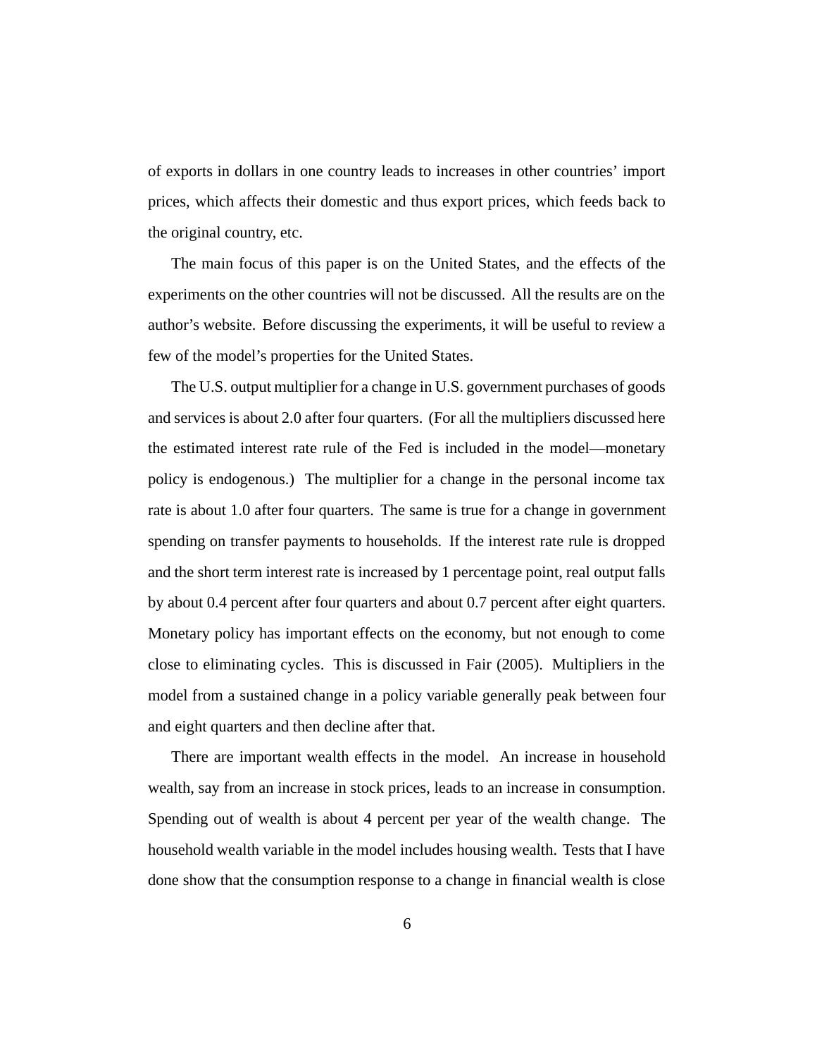of exports in dollars in one country leads to increases in other countries' import prices, which affects their domestic and thus export prices, which feeds back to the original country, etc.

The main focus of this paper is on the United States, and the effects of the experiments on the other countries will not be discussed. All the results are on the author's website. Before discussing the experiments, it will be useful to review a few of the model's properties for the United States.

The U.S. output multiplier for a change in U.S. government purchases of goods and services is about 2.0 after four quarters. (For all the multipliers discussed here the estimated interest rate rule of the Fed is included in the model—monetary policy is endogenous.) The multiplier for a change in the personal income tax rate is about 1.0 after four quarters. The same is true for a change in government spending on transfer payments to households. If the interest rate rule is dropped and the short term interest rate is increased by 1 percentage point, real output falls by about 0.4 percent after four quarters and about 0.7 percent after eight quarters. Monetary policy has important effects on the economy, but not enough to come close to eliminating cycles. This is discussed in Fair (2005). Multipliers in the model from a sustained change in a policy variable generally peak between four and eight quarters and then decline after that.

There are important wealth effects in the model. An increase in household wealth, say from an increase in stock prices, leads to an increase in consumption. Spending out of wealth is about 4 percent per year of the wealth change. The household wealth variable in the model includes housing wealth. Tests that I have done show that the consumption response to a change in financial wealth is close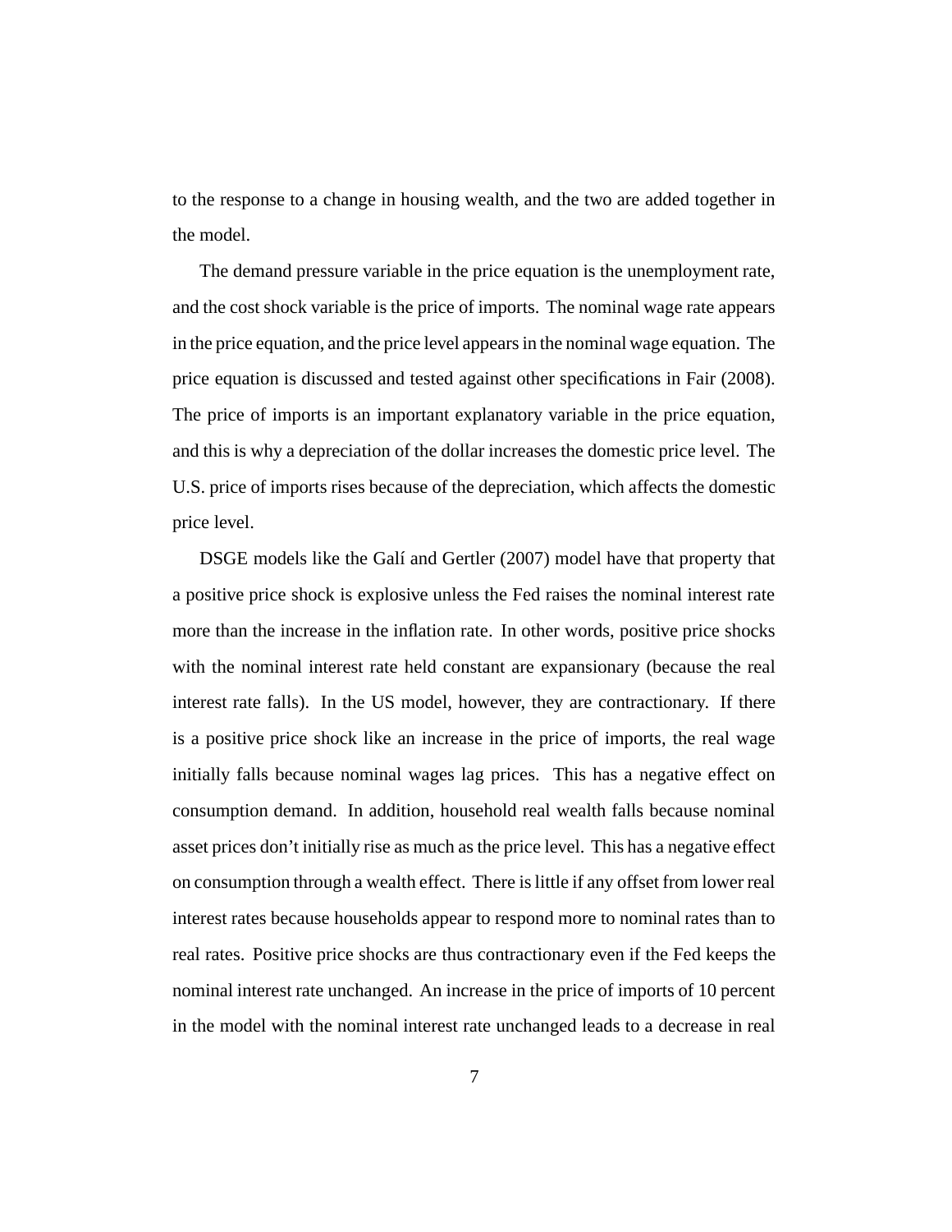to the response to a change in housing wealth, and the two are added together in the model.

The demand pressure variable in the price equation is the unemployment rate, and the cost shock variable is the price of imports. The nominal wage rate appears in the price equation, and the price level appears in the nominal wage equation. The price equation is discussed and tested against other specifications in Fair (2008). The price of imports is an important explanatory variable in the price equation, and this is why a depreciation of the dollar increases the domestic price level. The U.S. price of imports rises because of the depreciation, which affects the domestic price level.

DSGE models like the Galí and Gertler (2007) model have that property that a positive price shock is explosive unless the Fed raises the nominal interest rate more than the increase in the inflation rate. In other words, positive price shocks with the nominal interest rate held constant are expansionary (because the real interest rate falls). In the US model, however, they are contractionary. If there is a positive price shock like an increase in the price of imports, the real wage initially falls because nominal wages lag prices. This has a negative effect on consumption demand. In addition, household real wealth falls because nominal asset prices don't initially rise as much as the price level. This has a negative effect on consumption through a wealth effect. There is little if any offset from lower real interest rates because households appear to respond more to nominal rates than to real rates. Positive price shocks are thus contractionary even if the Fed keeps the nominal interest rate unchanged. An increase in the price of imports of 10 percent in the model with the nominal interest rate unchanged leads to a decrease in real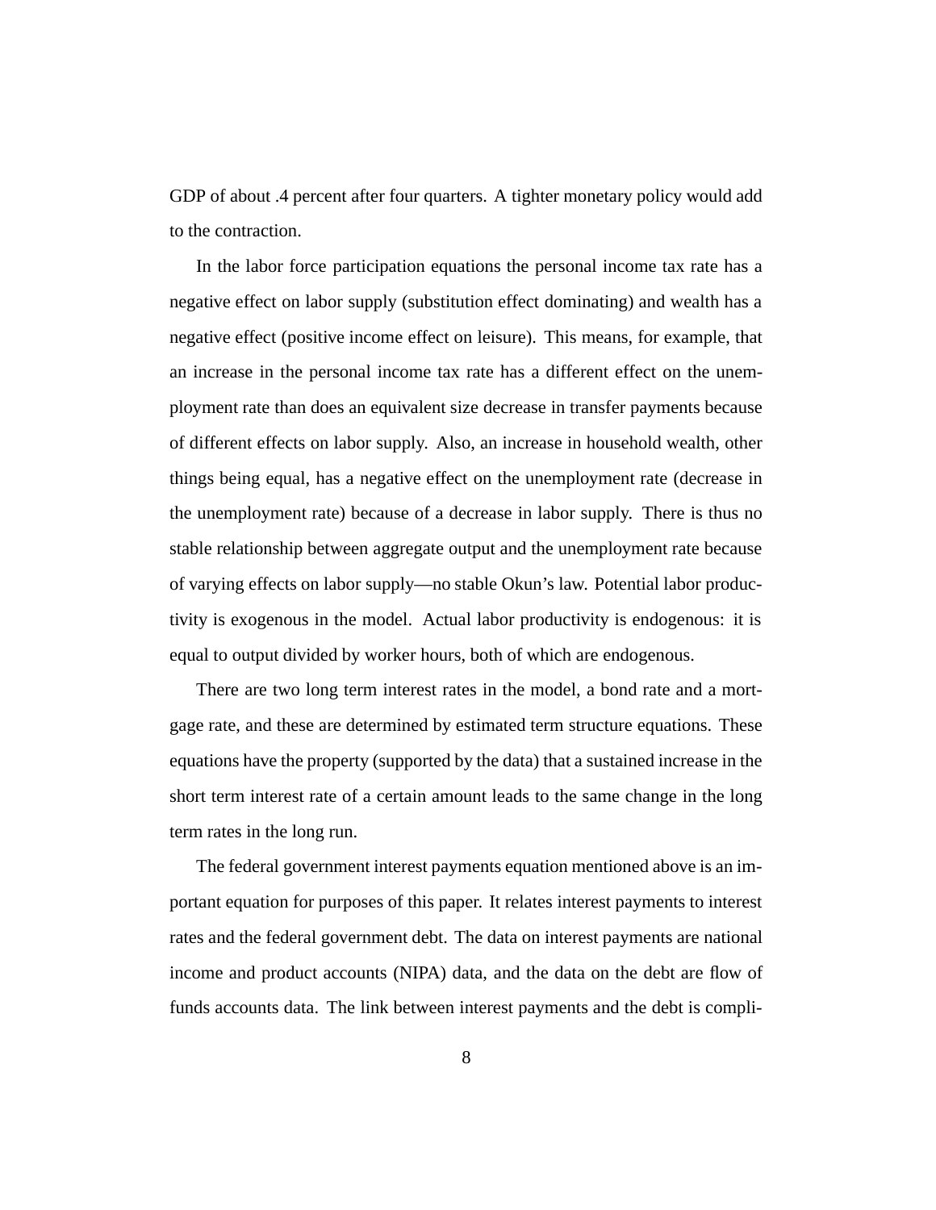GDP of about .4 percent after four quarters. A tighter monetary policy would add to the contraction.

In the labor force participation equations the personal income tax rate has a negative effect on labor supply (substitution effect dominating) and wealth has a negative effect (positive income effect on leisure). This means, for example, that an increase in the personal income tax rate has a different effect on the unemployment rate than does an equivalent size decrease in transfer payments because of different effects on labor supply. Also, an increase in household wealth, other things being equal, has a negative effect on the unemployment rate (decrease in the unemployment rate) because of a decrease in labor supply. There is thus no stable relationship between aggregate output and the unemployment rate because of varying effects on labor supply—no stable Okun's law. Potential labor productivity is exogenous in the model. Actual labor productivity is endogenous: it is equal to output divided by worker hours, both of which are endogenous.

There are two long term interest rates in the model, a bond rate and a mortgage rate, and these are determined by estimated term structure equations. These equations have the property (supported by the data) that a sustained increase in the short term interest rate of a certain amount leads to the same change in the long term rates in the long run.

The federal government interest payments equation mentioned above is an important equation for purposes of this paper. It relates interest payments to interest rates and the federal government debt. The data on interest payments are national income and product accounts (NIPA) data, and the data on the debt are flow of funds accounts data. The link between interest payments and the debt is compli-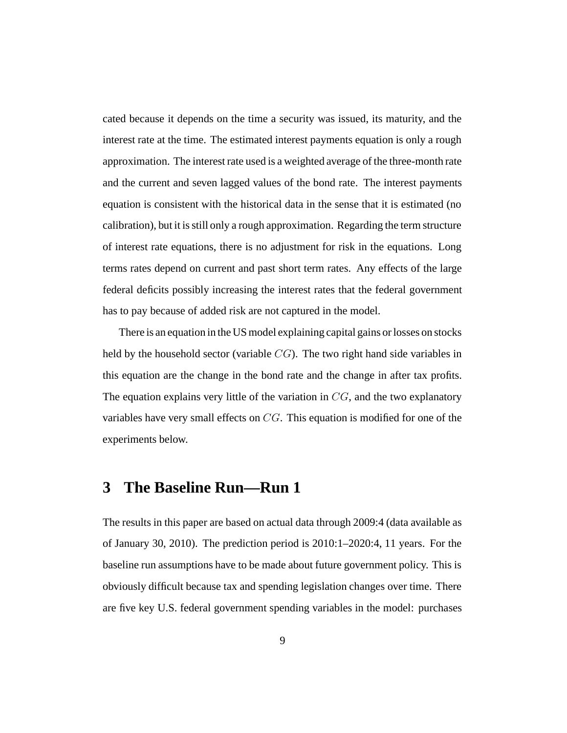cated because it depends on the time a security was issued, its maturity, and the interest rate at the time. The estimated interest payments equation is only a rough approximation. The interest rate used is a weighted average of the three-month rate and the current and seven lagged values of the bond rate. The interest payments equation is consistent with the historical data in the sense that it is estimated (no calibration), but it is still only a rough approximation. Regarding the term structure of interest rate equations, there is no adjustment for risk in the equations. Long terms rates depend on current and past short term rates. Any effects of the large federal deficits possibly increasing the interest rates that the federal government has to pay because of added risk are not captured in the model.

There is an equation in the US model explaining capital gains or losses on stocks held by the household sector (variable $CG$). The two right hand side variables in this equation are the change in the bond rate and the change in after tax profits. The equation explains very little of the variation in $CG$, and the two explanatory variables have very small effects on $CG$. This equation is modified for one of the experiments below.

## 3 The Baseline Run—Run 1

The results in this paper are based on actual data through 2009:4 (data available as of January 30, 2010). The prediction period is 2010:1–2020:4, 11 years. For the baseline run assumptions have to be made about future government policy. This is obviously difficult because tax and spending legislation changes over time. There are five key U.S. federal government spending variables in the model: purchases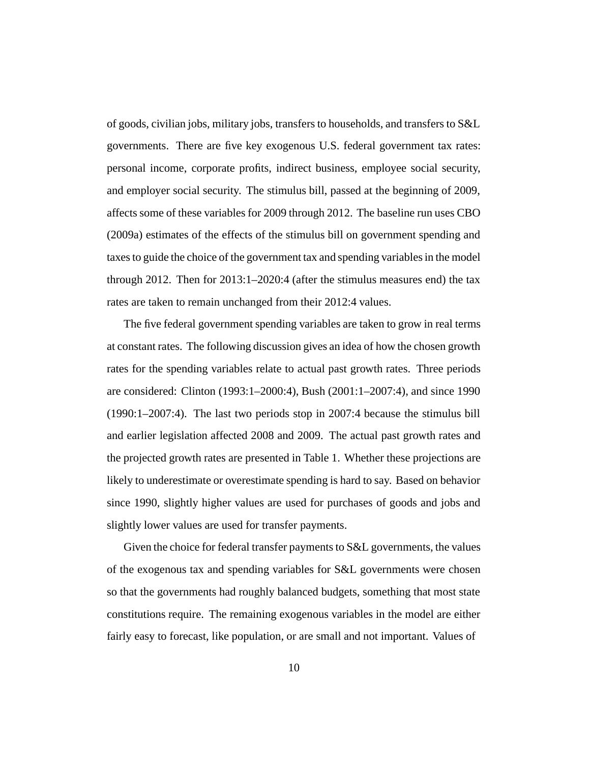of goods, civilian jobs, military jobs, transfers to households, and transfers to S&L governments. There are five key exogenous U.S. federal government tax rates: personal income, corporate profits, indirect business, employee social security, and employer social security. The stimulus bill, passed at the beginning of 2009, affects some of these variables for 2009 through 2012. The baseline run uses CBO (2009a) estimates of the effects of the stimulus bill on government spending and taxes to guide the choice of the government tax and spending variables in the model through 2012. Then for 2013:1–2020:4 (after the stimulus measures end) the tax rates are taken to remain unchanged from their 2012:4 values.

The five federal government spending variables are taken to grow in real terms at constant rates. The following discussion gives an idea of how the chosen growth rates for the spending variables relate to actual past growth rates. Three periods are considered: Clinton (1993:1–2000:4), Bush (2001:1–2007:4), and since 1990 (1990:1–2007:4). The last two periods stop in 2007:4 because the stimulus bill and earlier legislation affected 2008 and 2009. The actual past growth rates and the projected growth rates are presented in Table 1. Whether these projections are likely to underestimate or overestimate spending is hard to say. Based on behavior since 1990, slightly higher values are used for purchases of goods and jobs and slightly lower values are used for transfer payments.

Given the choice for federal transfer payments to S&L governments, the values of the exogenous tax and spending variables for S&L governments were chosen so that the governments had roughly balanced budgets, something that most state constitutions require. The remaining exogenous variables in the model are either fairly easy to forecast, like population, or are small and not important. Values of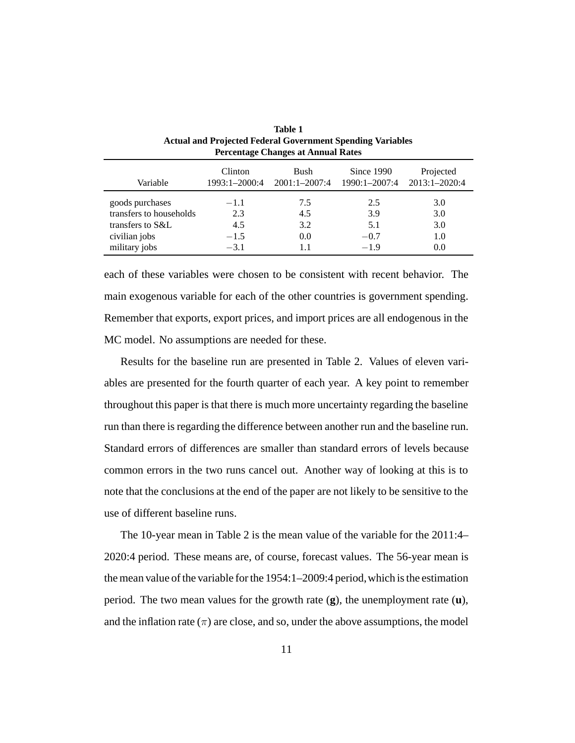**Table 1**
**Actual and Projected Federal Government Spending Variables**
**Percentage Changes at Annual Rates**

| Variable | Clinton 1993:1–2000:4 | Bush 2001:1–2007:4 | Since 1990 1990:1–2007:4 | Projected 2013:1–2020:4 |
|---|---|---|---|---|
| goods purchases | −1.1 | 7.5 | 2.5 | 3.0 |
| transfers to households | 2.3 | 4.5 | 3.9 | 3.0 |
| transfers to S&L | 4.5 | 3.2 | 5.1 | 3.0 |
| civilian jobs | −1.5 | 0.0 | −0.7 | 1.0 |
| military jobs | −3.1 | 1.1 | −1.9 | 0.0 |

each of these variables were chosen to be consistent with recent behavior. The main exogenous variable for each of the other countries is government spending. Remember that exports, export prices, and import prices are all endogenous in the MC model. No assumptions are needed for these.

Results for the baseline run are presented in Table 2. Values of eleven variables are presented for the fourth quarter of each year. A key point to remember throughout this paper is that there is much more uncertainty regarding the baseline run than there is regarding the difference between another run and the baseline run. Standard errors of differences are smaller than standard errors of levels because common errors in the two runs cancel out. Another way of looking at this is to note that the conclusions at the end of the paper are not likely to be sensitive to the use of different baseline runs.

The 10-year mean in Table 2 is the mean value of the variable for the 2011:4–2020:4 period. These means are, of course, forecast values. The 56-year mean is the mean value of the variable for the 1954:1–2009:4 period, which is the estimation period. The two mean values for the growth rate (**g**), the unemployment rate (**u**), and the inflation rate ($\pi$) are close, and so, under the above assumptions, the model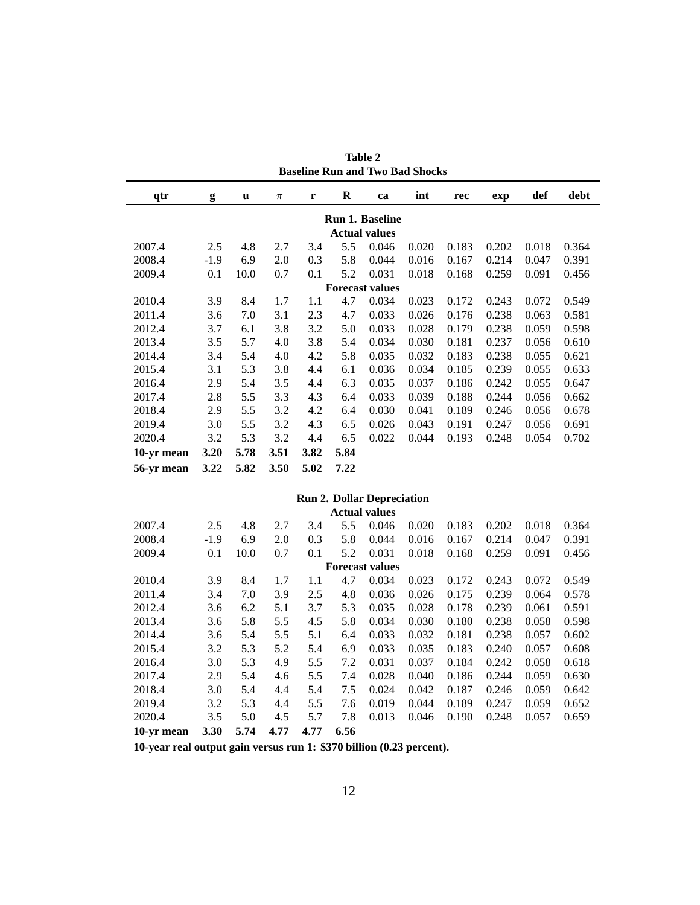**Table 2**
**Baseline Run and Two Bad Shocks**

| qtr | g | u | $\pi$ | r | R | ca | int | rec | exp | def | debt |
|---|---|---|---|---|---|---|---|---|---|---|---|
| | | | | | **Run 1. Baseline** | | | | | | |
| | | | | | **Actual values** | | | | | | |
| 2007.4 | 2.5 | 4.8 | 2.7 | 3.4 | 5.5 | 0.046 | 0.020 | 0.183 | 0.202 | 0.018 | 0.364 |
| 2008.4 | -1.9 | 6.9 | 2.0 | 0.3 | 5.8 | 0.044 | 0.016 | 0.167 | 0.214 | 0.047 | 0.391 |
| 2009.4 | 0.1 | 10.0 | 0.7 | 0.1 | 5.2 | 0.031 | 0.018 | 0.168 | 0.259 | 0.091 | 0.456 |
| | | | | | **Forecast values** | | | | | | |
| 2010.4 | 3.9 | 8.4 | 1.7 | 1.1 | 4.7 | 0.034 | 0.023 | 0.172 | 0.243 | 0.072 | 0.549 |
| 2011.4 | 3.6 | 7.0 | 3.1 | 2.3 | 4.7 | 0.033 | 0.026 | 0.176 | 0.238 | 0.063 | 0.581 |
| 2012.4 | 3.7 | 6.1 | 3.8 | 3.2 | 5.0 | 0.033 | 0.028 | 0.179 | 0.238 | 0.059 | 0.598 |
| 2013.4 | 3.5 | 5.7 | 4.0 | 3.8 | 5.4 | 0.034 | 0.030 | 0.181 | 0.237 | 0.056 | 0.610 |
| 2014.4 | 3.4 | 5.4 | 4.0 | 4.2 | 5.8 | 0.035 | 0.032 | 0.183 | 0.238 | 0.055 | 0.621 |
| 2015.4 | 3.1 | 5.3 | 3.8 | 4.4 | 6.1 | 0.036 | 0.034 | 0.185 | 0.239 | 0.055 | 0.633 |
| 2016.4 | 2.9 | 5.4 | 3.5 | 4.4 | 6.3 | 0.035 | 0.037 | 0.186 | 0.242 | 0.055 | 0.647 |
| 2017.4 | 2.8 | 5.5 | 3.3 | 4.3 | 6.4 | 0.033 | 0.039 | 0.188 | 0.244 | 0.056 | 0.662 |
| 2018.4 | 2.9 | 5.5 | 3.2 | 4.2 | 6.4 | 0.030 | 0.041 | 0.189 | 0.246 | 0.056 | 0.678 |
| 2019.4 | 3.0 | 5.5 | 3.2 | 4.3 | 6.5 | 0.026 | 0.043 | 0.191 | 0.247 | 0.056 | 0.691 |
| 2020.4 | 3.2 | 5.3 | 3.2 | 4.4 | 6.5 | 0.022 | 0.044 | 0.193 | 0.248 | 0.054 | 0.702 |
| **10-yr mean** | **3.20** | **5.78** | **3.51** | **3.82** | **5.84** | | | | | | |
| **56-yr mean** | **3.22** | **5.82** | **3.50** | **5.02** | **7.22** | | | | | | |
| | | | | | **Run 2. Dollar Depreciation** | | | | | | |
| | | | | | **Actual values** | | | | | | |
| 2007.4 | 2.5 | 4.8 | 2.7 | 3.4 | 5.5 | 0.046 | 0.020 | 0.183 | 0.202 | 0.018 | 0.364 |
| 2008.4 | -1.9 | 6.9 | 2.0 | 0.3 | 5.8 | 0.044 | 0.016 | 0.167 | 0.214 | 0.047 | 0.391 |
| 2009.4 | 0.1 | 10.0 | 0.7 | 0.1 | 5.2 | 0.031 | 0.018 | 0.168 | 0.259 | 0.091 | 0.456 |
| | | | | | **Forecast values** | | | | | | |
| 2010.4 | 3.9 | 8.4 | 1.7 | 1.1 | 4.7 | 0.034 | 0.023 | 0.172 | 0.243 | 0.072 | 0.549 |
| 2011.4 | 3.4 | 7.0 | 3.9 | 2.5 | 4.8 | 0.036 | 0.026 | 0.175 | 0.239 | 0.064 | 0.578 |
| 2012.4 | 3.6 | 6.2 | 5.1 | 3.7 | 5.3 | 0.035 | 0.028 | 0.178 | 0.239 | 0.061 | 0.591 |
| 2013.4 | 3.6 | 5.8 | 5.5 | 4.5 | 5.8 | 0.034 | 0.030 | 0.180 | 0.238 | 0.058 | 0.598 |
| 2014.4 | 3.6 | 5.4 | 5.5 | 5.1 | 6.4 | 0.033 | 0.032 | 0.181 | 0.238 | 0.057 | 0.602 |
| 2015.4 | 3.2 | 5.3 | 5.2 | 5.4 | 6.9 | 0.033 | 0.035 | 0.183 | 0.240 | 0.057 | 0.608 |
| 2016.4 | 3.0 | 5.3 | 4.9 | 5.5 | 7.2 | 0.031 | 0.037 | 0.184 | 0.242 | 0.058 | 0.618 |
| 2017.4 | 2.9 | 5.4 | 4.6 | 5.5 | 7.4 | 0.028 | 0.040 | 0.186 | 0.244 | 0.059 | 0.630 |
| 2018.4 | 3.0 | 5.4 | 4.4 | 5.4 | 7.5 | 0.024 | 0.042 | 0.187 | 0.246 | 0.059 | 0.642 |
| 2019.4 | 3.2 | 5.3 | 4.4 | 5.5 | 7.6 | 0.019 | 0.044 | 0.189 | 0.247 | 0.059 | 0.652 |
| 2020.4 | 3.5 | 5.0 | 4.5 | 5.7 | 7.8 | 0.013 | 0.046 | 0.190 | 0.248 | 0.057 | 0.659 |
| **10-yr mean** | **3.30** | **5.74** | **4.77** | **4.77** | **6.56** | | | | | | |

**10-year real output gain versus run 1: $370 billion (0.23 percent).**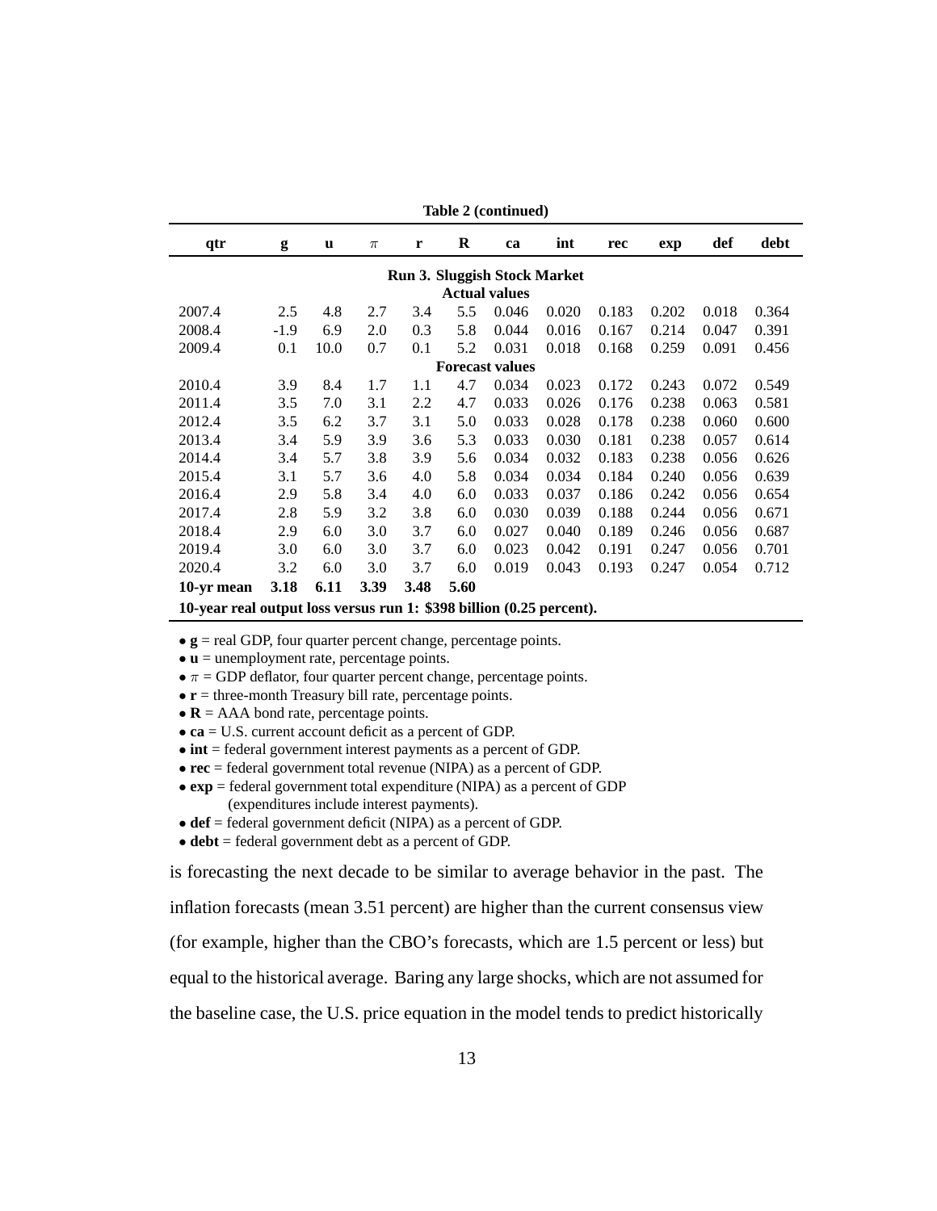**Table 2 (continued)**

| qtr | g | u | $\pi$ | r | R | ca | int | rec | exp | def | debt |
|---|---|---|---|---|---|---|---|---|---|---|---|
| **Run 3. Sluggish Stock Market** | | | | | | | | | | | |
| **Actual values** | | | | | | | | | | | |
| 2007.4 | 2.5 | 4.8 | 2.7 | 3.4 | 5.5 | 0.046 | 0.020 | 0.183 | 0.202 | 0.018 | 0.364 |
| 2008.4 | -1.9 | 6.9 | 2.0 | 0.3 | 5.8 | 0.044 | 0.016 | 0.167 | 0.214 | 0.047 | 0.391 |
| 2009.4 | 0.1 | 10.0 | 0.7 | 0.1 | 5.2 | 0.031 | 0.018 | 0.168 | 0.259 | 0.091 | 0.456 |
| **Forecast values** | | | | | | | | | | | |
| 2010.4 | 3.9 | 8.4 | 1.7 | 1.1 | 4.7 | 0.034 | 0.023 | 0.172 | 0.243 | 0.072 | 0.549 |
| 2011.4 | 3.5 | 7.0 | 3.1 | 2.2 | 4.7 | 0.033 | 0.026 | 0.176 | 0.238 | 0.063 | 0.581 |
| 2012.4 | 3.5 | 6.2 | 3.7 | 3.1 | 5.0 | 0.033 | 0.028 | 0.178 | 0.238 | 0.060 | 0.600 |
| 2013.4 | 3.4 | 5.9 | 3.9 | 3.6 | 5.3 | 0.033 | 0.030 | 0.181 | 0.238 | 0.057 | 0.614 |
| 2014.4 | 3.4 | 5.7 | 3.8 | 3.9 | 5.6 | 0.034 | 0.032 | 0.183 | 0.238 | 0.056 | 0.626 |
| 2015.4 | 3.1 | 5.7 | 3.6 | 4.0 | 5.8 | 0.034 | 0.034 | 0.184 | 0.240 | 0.056 | 0.639 |
| 2016.4 | 2.9 | 5.8 | 3.4 | 4.0 | 6.0 | 0.033 | 0.037 | 0.186 | 0.242 | 0.056 | 0.654 |
| 2017.4 | 2.8 | 5.9 | 3.2 | 3.8 | 6.0 | 0.030 | 0.039 | 0.188 | 0.244 | 0.056 | 0.671 |
| 2018.4 | 2.9 | 6.0 | 3.0 | 3.7 | 6.0 | 0.027 | 0.040 | 0.189 | 0.246 | 0.056 | 0.687 |
| 2019.4 | 3.0 | 6.0 | 3.0 | 3.7 | 6.0 | 0.023 | 0.042 | 0.191 | 0.247 | 0.056 | 0.701 |
| 2020.4 | 3.2 | 6.0 | 3.0 | 3.7 | 6.0 | 0.019 | 0.043 | 0.193 | 0.247 | 0.054 | 0.712 |
| **10-yr mean** | **3.18** | **6.11** | **3.39** | **3.48** | **5.60** | | | | | | |
| **10-year real output loss versus run 1: $398 billion (0.25 percent).** | | | | | | | | | | | |

- **g** = real GDP, four quarter percent change, percentage points.
- **u** = unemployment rate, percentage points.
- $\pi$ = GDP deflator, four quarter percent change, percentage points.
- **r** = three-month Treasury bill rate, percentage points.
- **R** = AAA bond rate, percentage points.
- **ca** = U.S. current account deficit as a percent of GDP.
- **int** = federal government interest payments as a percent of GDP.
- **rec** = federal government total revenue (NIPA) as a percent of GDP.
- **exp** = federal government total expenditure (NIPA) as a percent of GDP (expenditures include interest payments).
- **def** = federal government deficit (NIPA) as a percent of GDP.
- **debt** = federal government debt as a percent of GDP.

is forecasting the next decade to be similar to average behavior in the past. The inflation forecasts (mean 3.51 percent) are higher than the current consensus view (for example, higher than the CBO's forecasts, which are 1.5 percent or less) but equal to the historical average. Baring any large shocks, which are not assumed for the baseline case, the U.S. price equation in the model tends to predict historically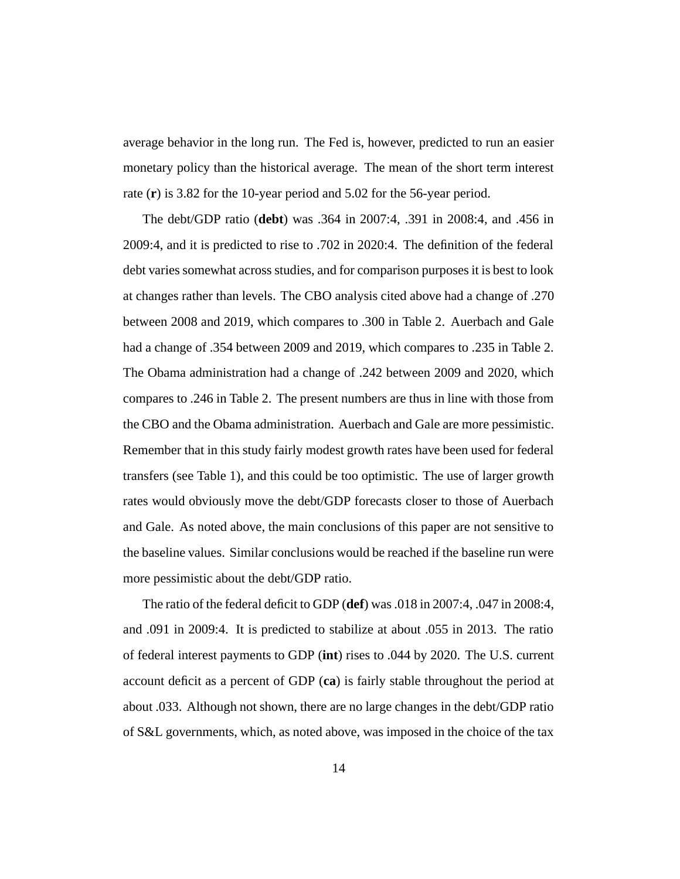average behavior in the long run. The Fed is, however, predicted to run an easier monetary policy than the historical average. The mean of the short term interest rate (**r**) is 3.82 for the 10-year period and 5.02 for the 56-year period.

The debt/GDP ratio (**debt**) was .364 in 2007:4, .391 in 2008:4, and .456 in 2009:4, and it is predicted to rise to .702 in 2020:4. The definition of the federal debt varies somewhat across studies, and for comparison purposes it is best to look at changes rather than levels. The CBO analysis cited above had a change of .270 between 2008 and 2019, which compares to .300 in Table 2. Auerbach and Gale had a change of .354 between 2009 and 2019, which compares to .235 in Table 2. The Obama administration had a change of .242 between 2009 and 2020, which compares to .246 in Table 2. The present numbers are thus in line with those from the CBO and the Obama administration. Auerbach and Gale are more pessimistic. Remember that in this study fairly modest growth rates have been used for federal transfers (see Table 1), and this could be too optimistic. The use of larger growth rates would obviously move the debt/GDP forecasts closer to those of Auerbach and Gale. As noted above, the main conclusions of this paper are not sensitive to the baseline values. Similar conclusions would be reached if the baseline run were more pessimistic about the debt/GDP ratio.

The ratio of the federal deficit to GDP (**def**) was .018 in 2007:4, .047 in 2008:4, and .091 in 2009:4. It is predicted to stabilize at about .055 in 2013. The ratio of federal interest payments to GDP (**int**) rises to .044 by 2020. The U.S. current account deficit as a percent of GDP (**ca**) is fairly stable throughout the period at about .033. Although not shown, there are no large changes in the debt/GDP ratio of S&L governments, which, as noted above, was imposed in the choice of the tax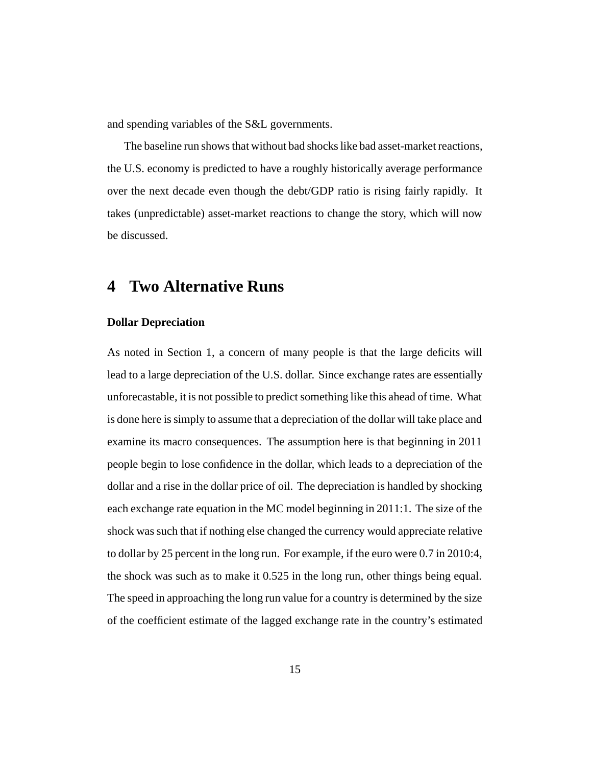and spending variables of the S&L governments.

The baseline run shows that without bad shocks like bad asset-market reactions, the U.S. economy is predicted to have a roughly historically average performance over the next decade even though the debt/GDP ratio is rising fairly rapidly. It takes (unpredictable) asset-market reactions to change the story, which will now be discussed.

# 4 Two Alternative Runs

**Dollar Depreciation**

As noted in Section 1, a concern of many people is that the large deficits will lead to a large depreciation of the U.S. dollar. Since exchange rates are essentially unforecastable, it is not possible to predict something like this ahead of time. What is done here is simply to assume that a depreciation of the dollar will take place and examine its macro consequences. The assumption here is that beginning in 2011 people begin to lose confidence in the dollar, which leads to a depreciation of the dollar and a rise in the dollar price of oil. The depreciation is handled by shocking each exchange rate equation in the MC model beginning in 2011:1. The size of the shock was such that if nothing else changed the currency would appreciate relative to dollar by 25 percent in the long run. For example, if the euro were 0.7 in 2010:4, the shock was such as to make it 0.525 in the long run, other things being equal. The speed in approaching the long run value for a country is determined by the size of the coefficient estimate of the lagged exchange rate in the country's estimated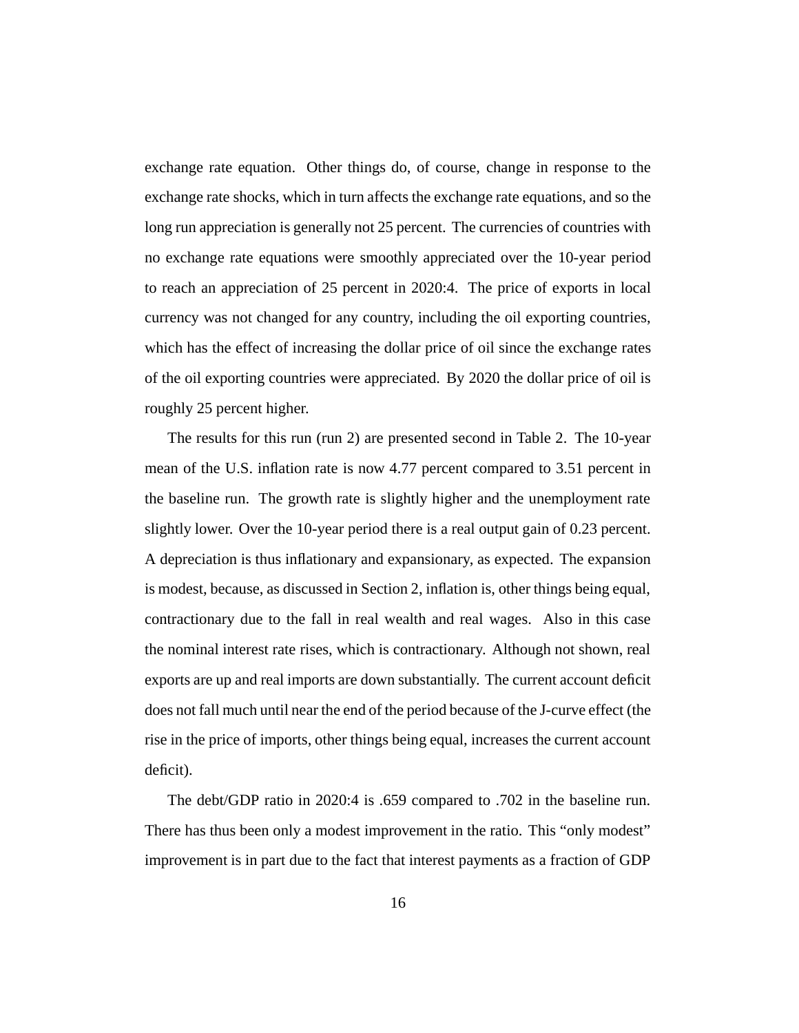exchange rate equation. Other things do, of course, change in response to the exchange rate shocks, which in turn affects the exchange rate equations, and so the long run appreciation is generally not 25 percent. The currencies of countries with no exchange rate equations were smoothly appreciated over the 10-year period to reach an appreciation of 25 percent in 2020:4. The price of exports in local currency was not changed for any country, including the oil exporting countries, which has the effect of increasing the dollar price of oil since the exchange rates of the oil exporting countries were appreciated. By 2020 the dollar price of oil is roughly 25 percent higher.

The results for this run (run 2) are presented second in Table 2. The 10-year mean of the U.S. inflation rate is now 4.77 percent compared to 3.51 percent in the baseline run. The growth rate is slightly higher and the unemployment rate slightly lower. Over the 10-year period there is a real output gain of 0.23 percent. A depreciation is thus inflationary and expansionary, as expected. The expansion is modest, because, as discussed in Section 2, inflation is, other things being equal, contractionary due to the fall in real wealth and real wages. Also in this case the nominal interest rate rises, which is contractionary. Although not shown, real exports are up and real imports are down substantially. The current account deficit does not fall much until near the end of the period because of the J-curve effect (the rise in the price of imports, other things being equal, increases the current account deficit).

The debt/GDP ratio in 2020:4 is .659 compared to .702 in the baseline run. There has thus been only a modest improvement in the ratio. This "only modest" improvement is in part due to the fact that interest payments as a fraction of GDP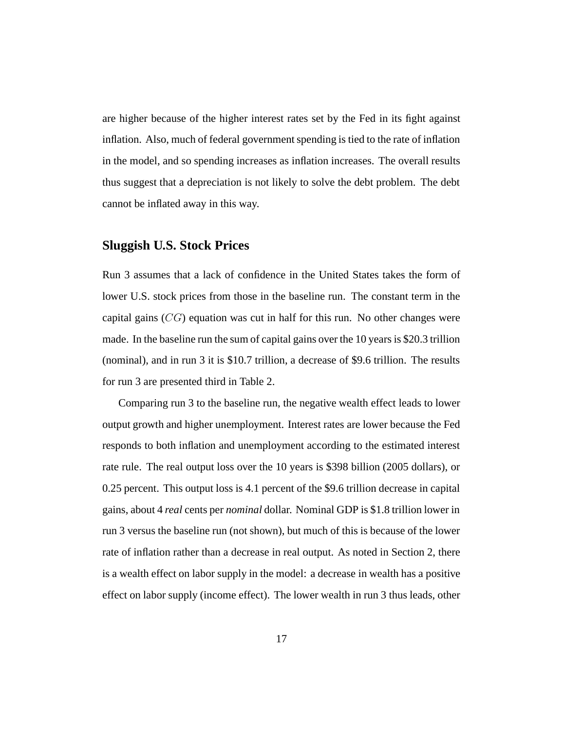are higher because of the higher interest rates set by the Fed in its fight against inflation. Also, much of federal government spending is tied to the rate of inflation in the model, and so spending increases as inflation increases. The overall results thus suggest that a depreciation is not likely to solve the debt problem. The debt cannot be inflated away in this way.

## Sluggish U.S. Stock Prices

Run 3 assumes that a lack of confidence in the United States takes the form of lower U.S. stock prices from those in the baseline run. The constant term in the capital gains ($CG$) equation was cut in half for this run. No other changes were made. In the baseline run the sum of capital gains over the 10 years is $20.3 trillion (nominal), and in run 3 it is $10.7 trillion, a decrease of $9.6 trillion. The results for run 3 are presented third in Table 2.

Comparing run 3 to the baseline run, the negative wealth effect leads to lower output growth and higher unemployment. Interest rates are lower because the Fed responds to both inflation and unemployment according to the estimated interest rate rule. The real output loss over the 10 years is $398 billion (2005 dollars), or 0.25 percent. This output loss is 4.1 percent of the $9.6 trillion decrease in capital gains, about 4 *real* cents per *nominal* dollar. Nominal GDP is $1.8 trillion lower in run 3 versus the baseline run (not shown), but much of this is because of the lower rate of inflation rather than a decrease in real output. As noted in Section 2, there is a wealth effect on labor supply in the model: a decrease in wealth has a positive effect on labor supply (income effect). The lower wealth in run 3 thus leads, other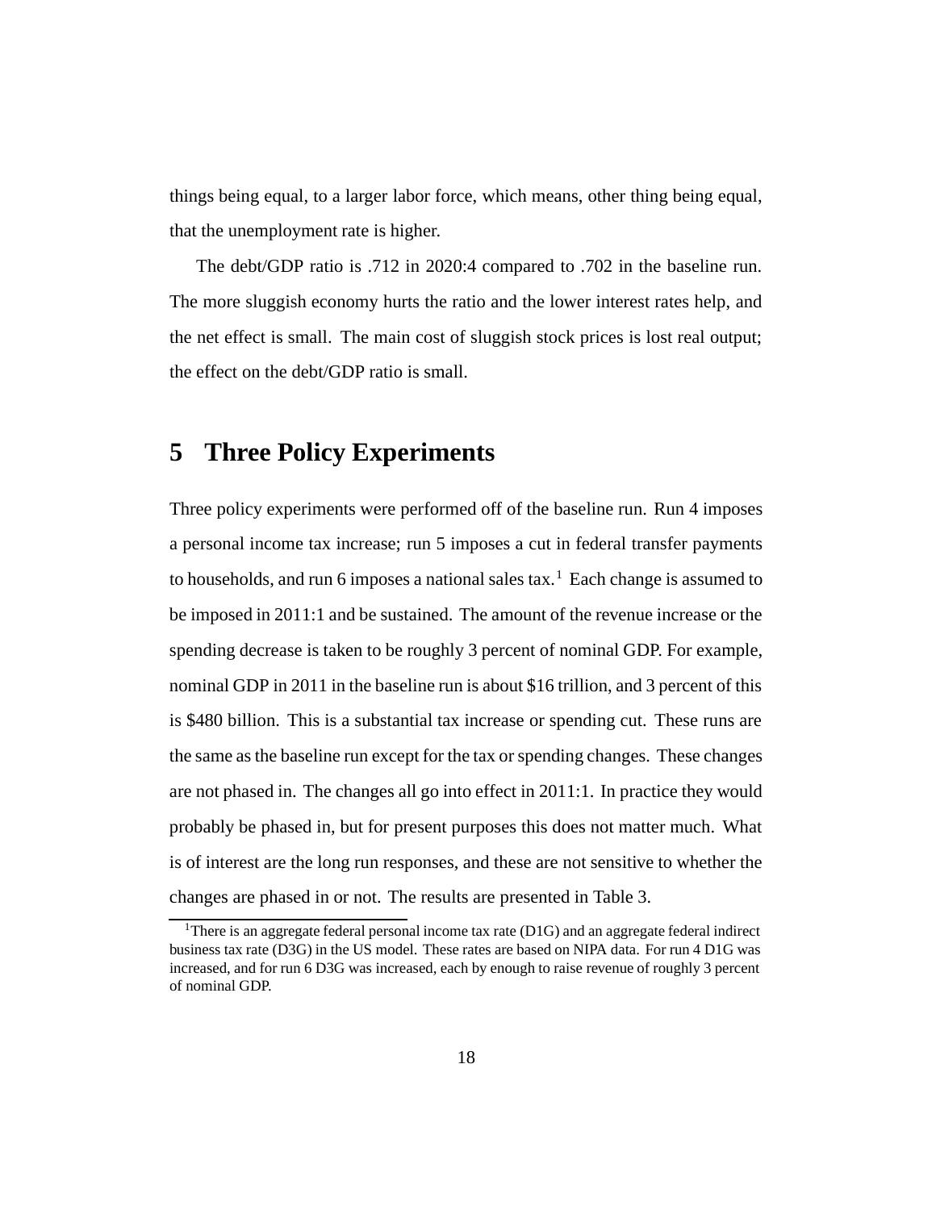things being equal, to a larger labor force, which means, other thing being equal, that the unemployment rate is higher.

The debt/GDP ratio is .712 in 2020:4 compared to .702 in the baseline run. The more sluggish economy hurts the ratio and the lower interest rates help, and the net effect is small. The main cost of sluggish stock prices is lost real output; the effect on the debt/GDP ratio is small.

## 5 Three Policy Experiments

Three policy experiments were performed off of the baseline run. Run 4 imposes a personal income tax increase; run 5 imposes a cut in federal transfer payments to households, and run 6 imposes a national sales tax.[1] Each change is assumed to be imposed in 2011:1 and be sustained. The amount of the revenue increase or the spending decrease is taken to be roughly 3 percent of nominal GDP. For example, nominal GDP in 2011 in the baseline run is about $16 trillion, and 3 percent of this is $480 billion. This is a substantial tax increase or spending cut. These runs are the same as the baseline run except for the tax or spending changes. These changes are not phased in. The changes all go into effect in 2011:1. In practice they would probably be phased in, but for present purposes this does not matter much. What is of interest are the long run responses, and these are not sensitive to whether the changes are phased in or not. The results are presented in Table 3.

[1] There is an aggregate federal personal income tax rate (D1G) and an aggregate federal indirect business tax rate (D3G) in the US model. These rates are based on NIPA data. For run 4 D1G was increased, and for run 6 D3G was increased, each by enough to raise revenue of roughly 3 percent of nominal GDP.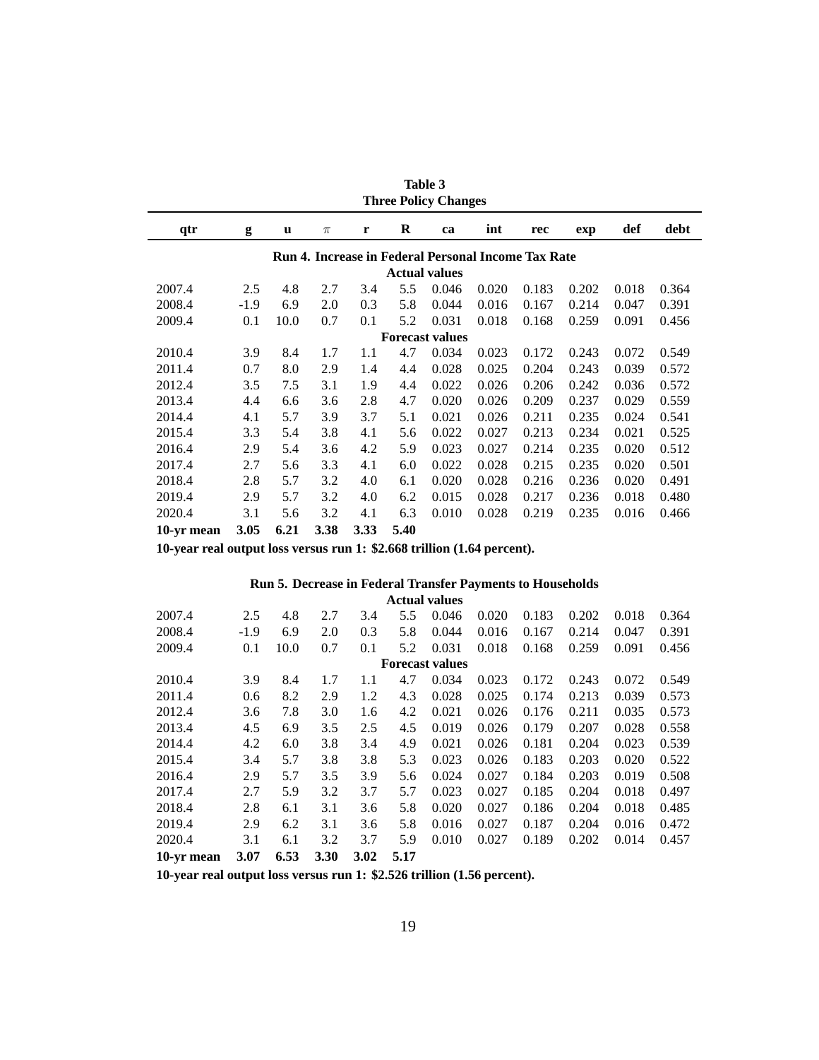**Table 3**
**Three Policy Changes**

| qtr | g | u | $\pi$ | r | R | ca | int | rec | exp | def | debt |
|---|---|---|---|---|---|---|---|---|---|---|---|
| **Run 4. Increase in Federal Personal Income Tax Rate** | | | | | | | | | | | |
| **Actual values** | | | | | | | | | | | |
| 2007.4 | 2.5 | 4.8 | 2.7 | 3.4 | 5.5 | 0.046 | 0.020 | 0.183 | 0.202 | 0.018 | 0.364 |
| 2008.4 | -1.9 | 6.9 | 2.0 | 0.3 | 5.8 | 0.044 | 0.016 | 0.167 | 0.214 | 0.047 | 0.391 |
| 2009.4 | 0.1 | 10.0 | 0.7 | 0.1 | 5.2 | 0.031 | 0.018 | 0.168 | 0.259 | 0.091 | 0.456 |
| **Forecast values** | | | | | | | | | | | |
| 2010.4 | 3.9 | 8.4 | 1.7 | 1.1 | 4.7 | 0.034 | 0.023 | 0.172 | 0.243 | 0.072 | 0.549 |
| 2011.4 | 0.7 | 8.0 | 2.9 | 1.4 | 4.4 | 0.028 | 0.025 | 0.204 | 0.243 | 0.039 | 0.572 |
| 2012.4 | 3.5 | 7.5 | 3.1 | 1.9 | 4.4 | 0.022 | 0.026 | 0.206 | 0.242 | 0.036 | 0.572 |
| 2013.4 | 4.4 | 6.6 | 3.6 | 2.8 | 4.7 | 0.020 | 0.026 | 0.209 | 0.237 | 0.029 | 0.559 |
| 2014.4 | 4.1 | 5.7 | 3.9 | 3.7 | 5.1 | 0.021 | 0.026 | 0.211 | 0.235 | 0.024 | 0.541 |
| 2015.4 | 3.3 | 5.4 | 3.8 | 4.1 | 5.6 | 0.022 | 0.027 | 0.213 | 0.234 | 0.021 | 0.525 |
| 2016.4 | 2.9 | 5.4 | 3.6 | 4.2 | 5.9 | 0.023 | 0.027 | 0.214 | 0.235 | 0.020 | 0.512 |
| 2017.4 | 2.7 | 5.6 | 3.3 | 4.1 | 6.0 | 0.022 | 0.028 | 0.215 | 0.235 | 0.020 | 0.501 |
| 2018.4 | 2.8 | 5.7 | 3.2 | 4.0 | 6.1 | 0.020 | 0.028 | 0.216 | 0.236 | 0.020 | 0.491 |
| 2019.4 | 2.9 | 5.7 | 3.2 | 4.0 | 6.2 | 0.015 | 0.028 | 0.217 | 0.236 | 0.018 | 0.480 |
| 2020.4 | 3.1 | 5.6 | 3.2 | 4.1 | 6.3 | 0.010 | 0.028 | 0.219 | 0.235 | 0.016 | 0.466 |
| **10-yr mean** | **3.05** | **6.21** | **3.38** | **3.33** | **5.40** | | | | | | |

**10-year real output loss versus run 1: $2.668 trillion (1.64 percent).**

| qtr | g | u | $\pi$ | r | R | ca | int | rec | exp | def | debt |
|---|---|---|---|---|---|---|---|---|---|---|---|
| **Run 5. Decrease in Federal Transfer Payments to Households** | | | | | | | | | | | |
| **Actual values** | | | | | | | | | | | |
| 2007.4 | 2.5 | 4.8 | 2.7 | 3.4 | 5.5 | 0.046 | 0.020 | 0.183 | 0.202 | 0.018 | 0.364 |
| 2008.4 | -1.9 | 6.9 | 2.0 | 0.3 | 5.8 | 0.044 | 0.016 | 0.167 | 0.214 | 0.047 | 0.391 |
| 2009.4 | 0.1 | 10.0 | 0.7 | 0.1 | 5.2 | 0.031 | 0.018 | 0.168 | 0.259 | 0.091 | 0.456 |
| **Forecast values** | | | | | | | | | | | |
| 2010.4 | 3.9 | 8.4 | 1.7 | 1.1 | 4.7 | 0.034 | 0.023 | 0.172 | 0.243 | 0.072 | 0.549 |
| 2011.4 | 0.6 | 8.2 | 2.9 | 1.2 | 4.3 | 0.028 | 0.025 | 0.174 | 0.213 | 0.039 | 0.573 |
| 2012.4 | 3.6 | 7.8 | 3.0 | 1.6 | 4.2 | 0.021 | 0.026 | 0.176 | 0.211 | 0.035 | 0.573 |
| 2013.4 | 4.5 | 6.9 | 3.5 | 2.5 | 4.5 | 0.019 | 0.026 | 0.179 | 0.207 | 0.028 | 0.558 |
| 2014.4 | 4.2 | 6.0 | 3.8 | 3.4 | 4.9 | 0.021 | 0.026 | 0.181 | 0.204 | 0.023 | 0.539 |
| 2015.4 | 3.4 | 5.7 | 3.8 | 3.8 | 5.3 | 0.023 | 0.026 | 0.183 | 0.203 | 0.020 | 0.522 |
| 2016.4 | 2.9 | 5.7 | 3.5 | 3.9 | 5.6 | 0.024 | 0.027 | 0.184 | 0.203 | 0.019 | 0.508 |
| 2017.4 | 2.7 | 5.9 | 3.2 | 3.7 | 5.7 | 0.023 | 0.027 | 0.185 | 0.204 | 0.018 | 0.497 |
| 2018.4 | 2.8 | 6.1 | 3.1 | 3.6 | 5.8 | 0.020 | 0.027 | 0.186 | 0.204 | 0.018 | 0.485 |
| 2019.4 | 2.9 | 6.2 | 3.1 | 3.6 | 5.8 | 0.016 | 0.027 | 0.187 | 0.204 | 0.016 | 0.472 |
| 2020.4 | 3.1 | 6.1 | 3.2 | 3.7 | 5.9 | 0.010 | 0.027 | 0.189 | 0.202 | 0.014 | 0.457 |
| **10-yr mean** | **3.07** | **6.53** | **3.30** | **3.02** | **5.17** | | | | | | |

**10-year real output loss versus run 1: $2.526 trillion (1.56 percent).**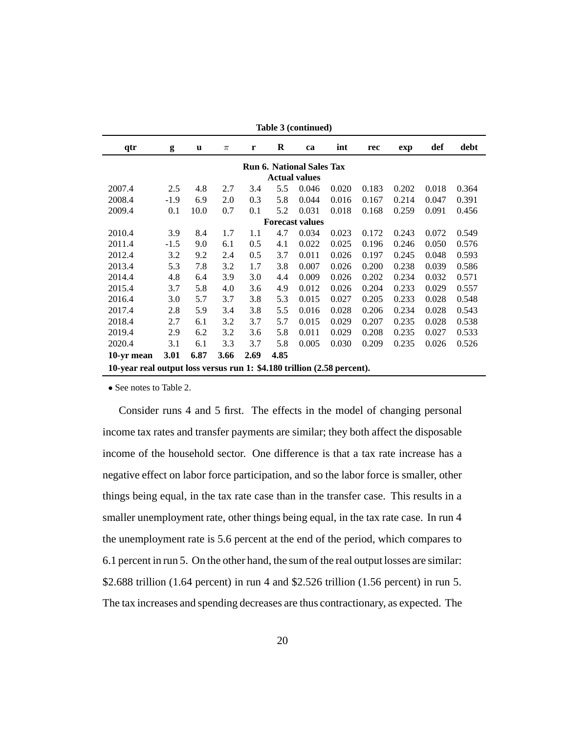**Table 3 (continued)**

| qtr | g | u | $\pi$ | r | R | ca | int | rec | exp | def | debt |
|---|---|---|---|---|---|---|---|---|---|---|---|
| | | | | | **Run 6. National Sales Tax** | | | | | | |
| | | | | | **Actual values** | | | | | | |
| 2007.4 | 2.5 | 4.8 | 2.7 | 3.4 | 5.5 | 0.046 | 0.020 | 0.183 | 0.202 | 0.018 | 0.364 |
| 2008.4 | -1.9 | 6.9 | 2.0 | 0.3 | 5.8 | 0.044 | 0.016 | 0.167 | 0.214 | 0.047 | 0.391 |
| 2009.4 | 0.1 | 10.0 | 0.7 | 0.1 | 5.2 | 0.031 | 0.018 | 0.168 | 0.259 | 0.091 | 0.456 |
| | | | | | **Forecast values** | | | | | | |
| 2010.4 | 3.9 | 8.4 | 1.7 | 1.1 | 4.7 | 0.034 | 0.023 | 0.172 | 0.243 | 0.072 | 0.549 |
| 2011.4 | -1.5 | 9.0 | 6.1 | 0.5 | 4.1 | 0.022 | 0.025 | 0.196 | 0.246 | 0.050 | 0.576 |
| 2012.4 | 3.2 | 9.2 | 2.4 | 0.5 | 3.7 | 0.011 | 0.026 | 0.197 | 0.245 | 0.048 | 0.593 |
| 2013.4 | 5.3 | 7.8 | 3.2 | 1.7 | 3.8 | 0.007 | 0.026 | 0.200 | 0.238 | 0.039 | 0.586 |
| 2014.4 | 4.8 | 6.4 | 3.9 | 3.0 | 4.4 | 0.009 | 0.026 | 0.202 | 0.234 | 0.032 | 0.571 |
| 2015.4 | 3.7 | 5.8 | 4.0 | 3.6 | 4.9 | 0.012 | 0.026 | 0.204 | 0.233 | 0.029 | 0.557 |
| 2016.4 | 3.0 | 5.7 | 3.7 | 3.8 | 5.3 | 0.015 | 0.027 | 0.205 | 0.233 | 0.028 | 0.548 |
| 2017.4 | 2.8 | 5.9 | 3.4 | 3.8 | 5.5 | 0.016 | 0.028 | 0.206 | 0.234 | 0.028 | 0.543 |
| 2018.4 | 2.7 | 6.1 | 3.2 | 3.7 | 5.7 | 0.015 | 0.029 | 0.207 | 0.235 | 0.028 | 0.538 |
| 2019.4 | 2.9 | 6.2 | 3.2 | 3.6 | 5.8 | 0.011 | 0.029 | 0.208 | 0.235 | 0.027 | 0.533 |
| 2020.4 | 3.1 | 6.1 | 3.3 | 3.7 | 5.8 | 0.005 | 0.030 | 0.209 | 0.235 | 0.026 | 0.526 |
| **10-yr mean** | **3.01** | **6.87** | **3.66** | **2.69** | **4.85** | | | | | | |
| **10-year real output loss versus run 1: \$4.180 trillion (2.58 percent).** | | | | | | | | | | | |

• See notes to Table 2.

Consider runs 4 and 5 first. The effects in the model of changing personal income tax rates and transfer payments are similar; they both affect the disposable income of the household sector. One difference is that a tax rate increase has a negative effect on labor force participation, and so the labor force is smaller, other things being equal, in the tax rate case than in the transfer case. This results in a smaller unemployment rate, other things being equal, in the tax rate case. In run 4 the unemployment rate is 5.6 percent at the end of the period, which compares to 6.1 percent in run 5. On the other hand, the sum of the real output losses are similar: \$2.688 trillion (1.64 percent) in run 4 and \$2.526 trillion (1.56 percent) in run 5. The tax increases and spending decreases are thus contractionary, as expected. The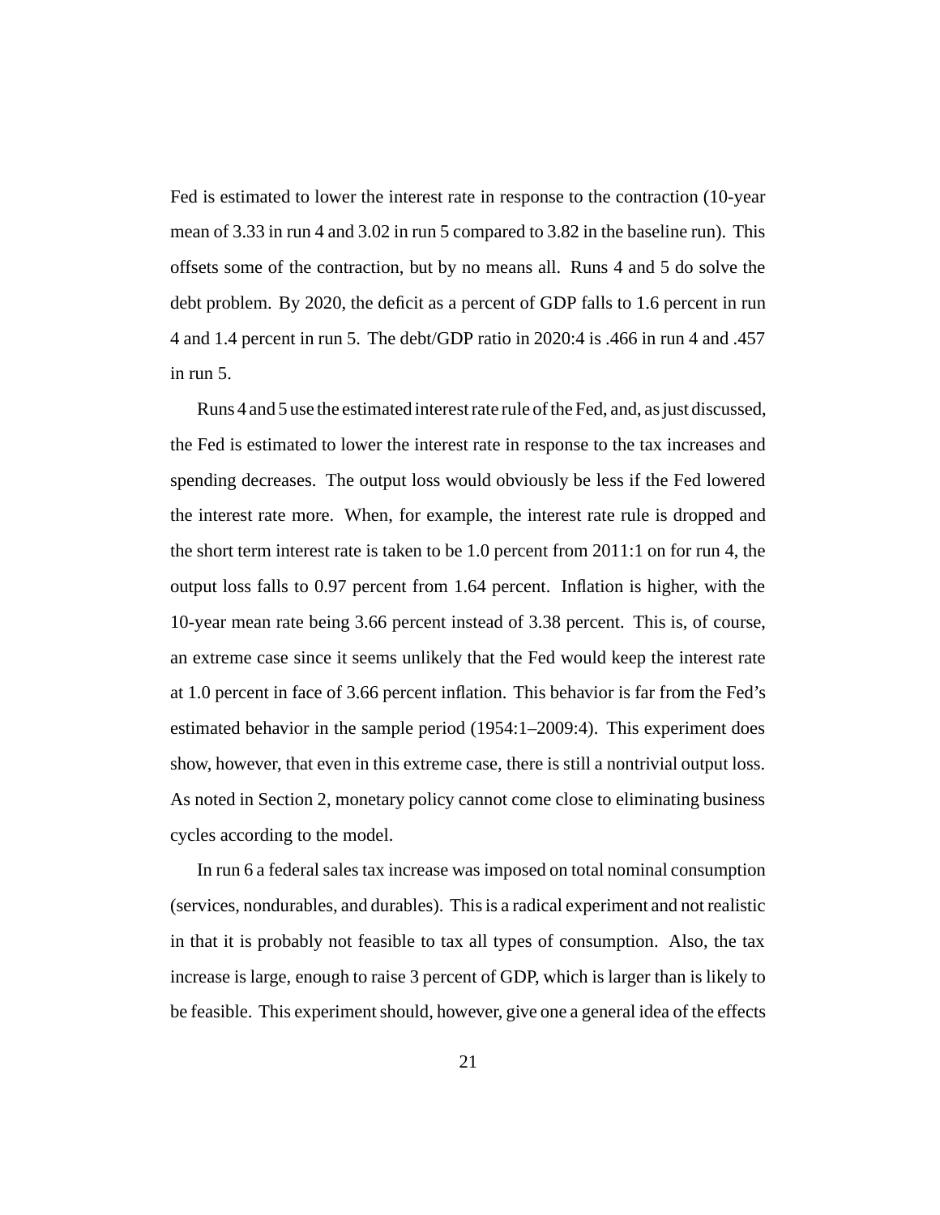Fed is estimated to lower the interest rate in response to the contraction (10-year mean of 3.33 in run 4 and 3.02 in run 5 compared to 3.82 in the baseline run). This offsets some of the contraction, but by no means all. Runs 4 and 5 do solve the debt problem. By 2020, the deficit as a percent of GDP falls to 1.6 percent in run 4 and 1.4 percent in run 5. The debt/GDP ratio in 2020:4 is .466 in run 4 and .457 in run 5.

Runs 4 and 5 use the estimated interest rate rule of the Fed, and, as just discussed, the Fed is estimated to lower the interest rate in response to the tax increases and spending decreases. The output loss would obviously be less if the Fed lowered the interest rate more. When, for example, the interest rate rule is dropped and the short term interest rate is taken to be 1.0 percent from 2011:1 on for run 4, the output loss falls to 0.97 percent from 1.64 percent. Inflation is higher, with the 10-year mean rate being 3.66 percent instead of 3.38 percent. This is, of course, an extreme case since it seems unlikely that the Fed would keep the interest rate at 1.0 percent in face of 3.66 percent inflation. This behavior is far from the Fed's estimated behavior in the sample period (1954:1–2009:4). This experiment does show, however, that even in this extreme case, there is still a nontrivial output loss. As noted in Section 2, monetary policy cannot come close to eliminating business cycles according to the model.

In run 6 a federal sales tax increase was imposed on total nominal consumption (services, nondurables, and durables). This is a radical experiment and not realistic in that it is probably not feasible to tax all types of consumption. Also, the tax increase is large, enough to raise 3 percent of GDP, which is larger than is likely to be feasible. This experiment should, however, give one a general idea of the effects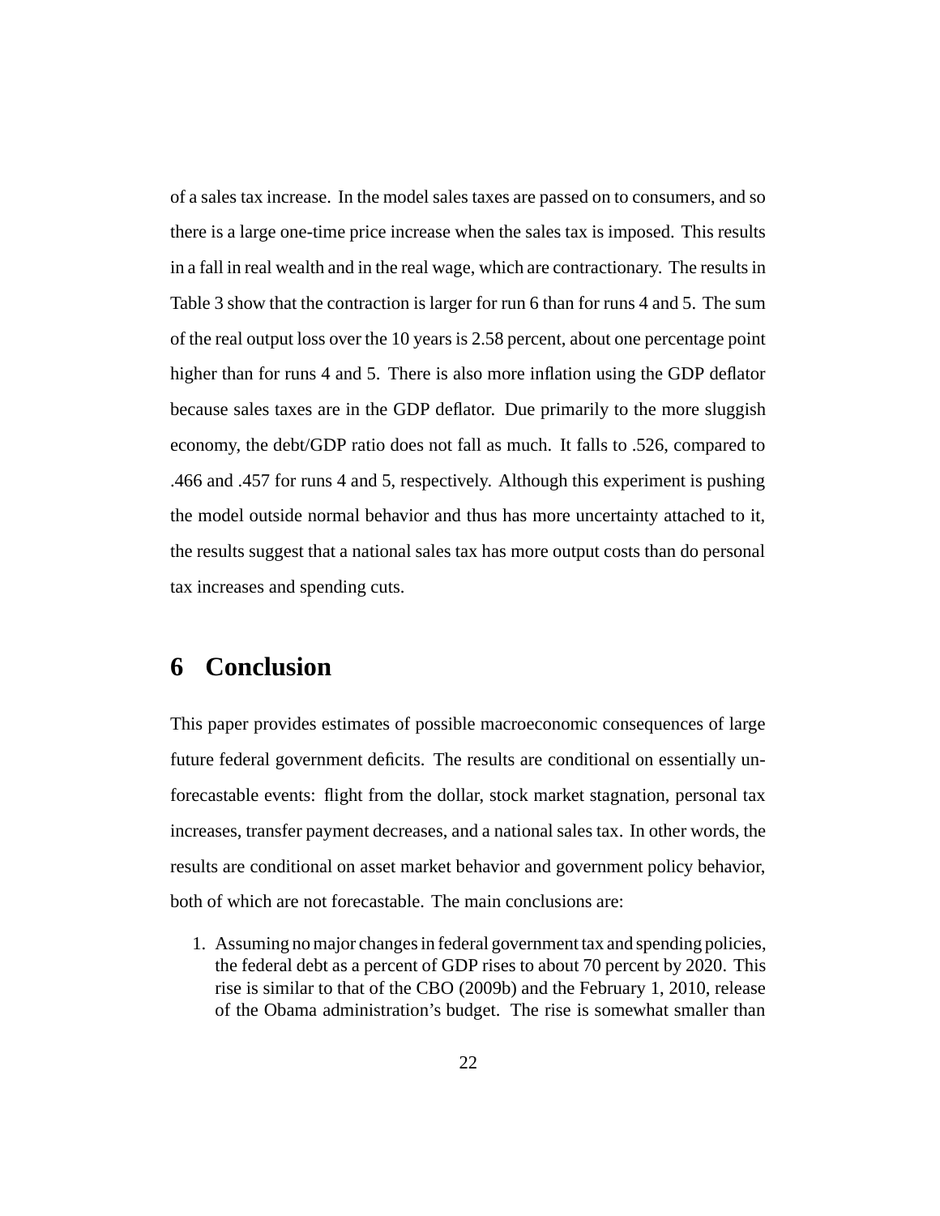of a sales tax increase. In the model sales taxes are passed on to consumers, and so there is a large one-time price increase when the sales tax is imposed. This results in a fall in real wealth and in the real wage, which are contractionary. The results in Table 3 show that the contraction is larger for run 6 than for runs 4 and 5. The sum of the real output loss over the 10 years is 2.58 percent, about one percentage point higher than for runs 4 and 5. There is also more inflation using the GDP deflator because sales taxes are in the GDP deflator. Due primarily to the more sluggish economy, the debt/GDP ratio does not fall as much. It falls to .526, compared to .466 and .457 for runs 4 and 5, respectively. Although this experiment is pushing the model outside normal behavior and thus has more uncertainty attached to it, the results suggest that a national sales tax has more output costs than do personal tax increases and spending cuts.

# 6 Conclusion

This paper provides estimates of possible macroeconomic consequences of large future federal government deficits. The results are conditional on essentially unforecastable events: flight from the dollar, stock market stagnation, personal tax increases, transfer payment decreases, and a national sales tax. In other words, the results are conditional on asset market behavior and government policy behavior, both of which are not forecastable. The main conclusions are:

1. Assuming no major changes in federal government tax and spending policies, the federal debt as a percent of GDP rises to about 70 percent by 2020. This rise is similar to that of the CBO (2009b) and the February 1, 2010, release of the Obama administration's budget. The rise is somewhat smaller than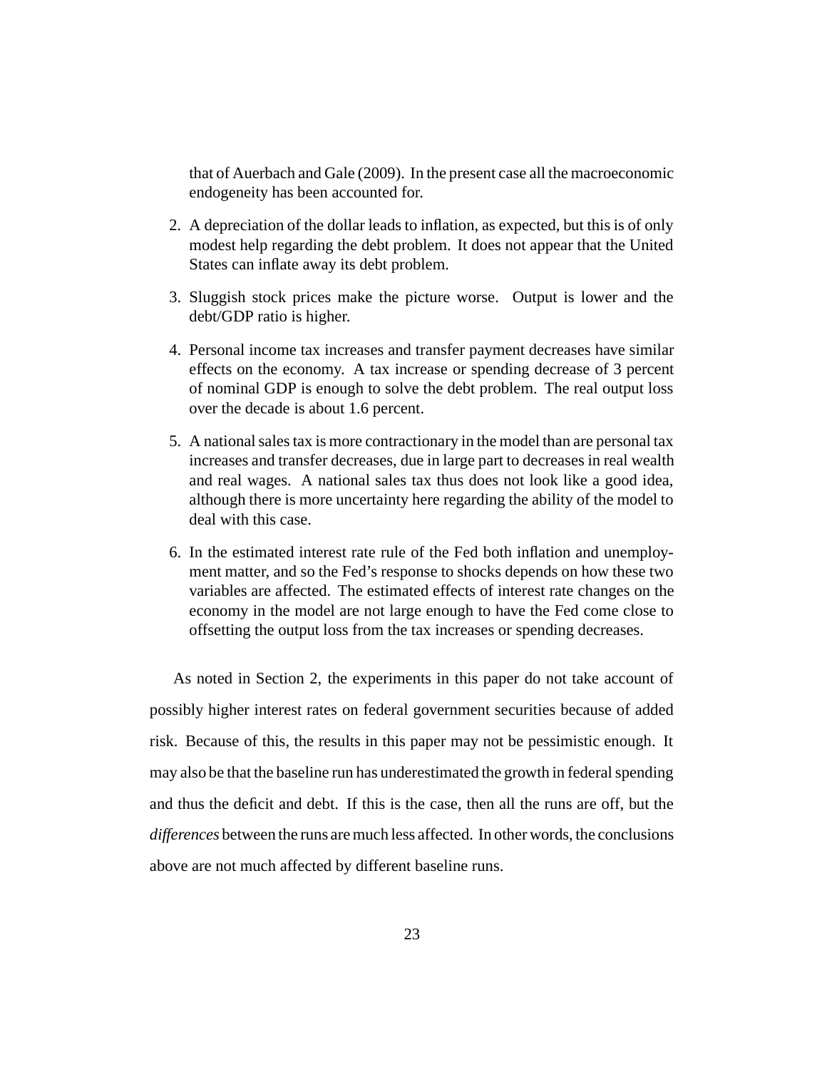that of Auerbach and Gale (2009). In the present case all the macroeconomic endogeneity has been accounted for.

2. A depreciation of the dollar leads to inflation, as expected, but this is of only modest help regarding the debt problem. It does not appear that the United States can inflate away its debt problem.

3. Sluggish stock prices make the picture worse. Output is lower and the debt/GDP ratio is higher.

4. Personal income tax increases and transfer payment decreases have similar effects on the economy. A tax increase or spending decrease of 3 percent of nominal GDP is enough to solve the debt problem. The real output loss over the decade is about 1.6 percent.

5. A national sales tax is more contractionary in the model than are personal tax increases and transfer decreases, due in large part to decreases in real wealth and real wages. A national sales tax thus does not look like a good idea, although there is more uncertainty here regarding the ability of the model to deal with this case.

6. In the estimated interest rate rule of the Fed both inflation and unemployment matter, and so the Fed's response to shocks depends on how these two variables are affected. The estimated effects of interest rate changes on the economy in the model are not large enough to have the Fed come close to offsetting the output loss from the tax increases or spending decreases.

As noted in Section 2, the experiments in this paper do not take account of possibly higher interest rates on federal government securities because of added risk. Because of this, the results in this paper may not be pessimistic enough. It may also be that the baseline run has underestimated the growth in federal spending and thus the deficit and debt. If this is the case, then all the runs are off, but the *differences* between the runs are much less affected. In other words, the conclusions above are not much affected by different baseline runs.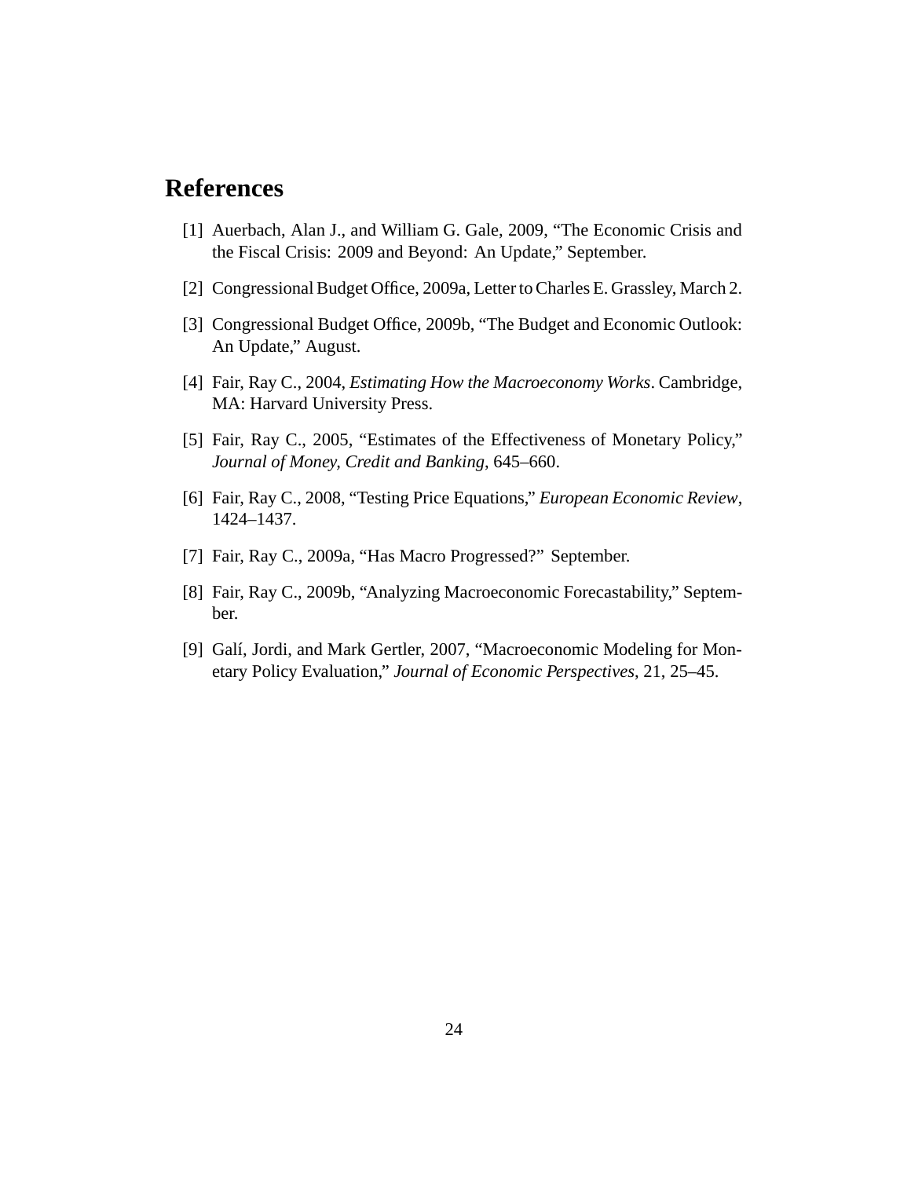# References

[1] Auerbach, Alan J., and William G. Gale, 2009, "The Economic Crisis and the Fiscal Crisis: 2009 and Beyond: An Update," September.

[2] Congressional Budget Office, 2009a, Letter to Charles E. Grassley, March 2.

[3] Congressional Budget Office, 2009b, "The Budget and Economic Outlook: An Update," August.

[4] Fair, Ray C., 2004, *Estimating How the Macroeconomy Works*. Cambridge, MA: Harvard University Press.

[5] Fair, Ray C., 2005, "Estimates of the Effectiveness of Monetary Policy," *Journal of Money, Credit and Banking*, 645–660.

[6] Fair, Ray C., 2008, "Testing Price Equations," *European Economic Review*, 1424–1437.

[7] Fair, Ray C., 2009a, "Has Macro Progressed?" September.

[8] Fair, Ray C., 2009b, "Analyzing Macroeconomic Forecastability," September.

[9] Galí, Jordi, and Mark Gertler, 2007, "Macroeconomic Modeling for Monetary Policy Evaluation," *Journal of Economic Perspectives*, 21, 25–45.